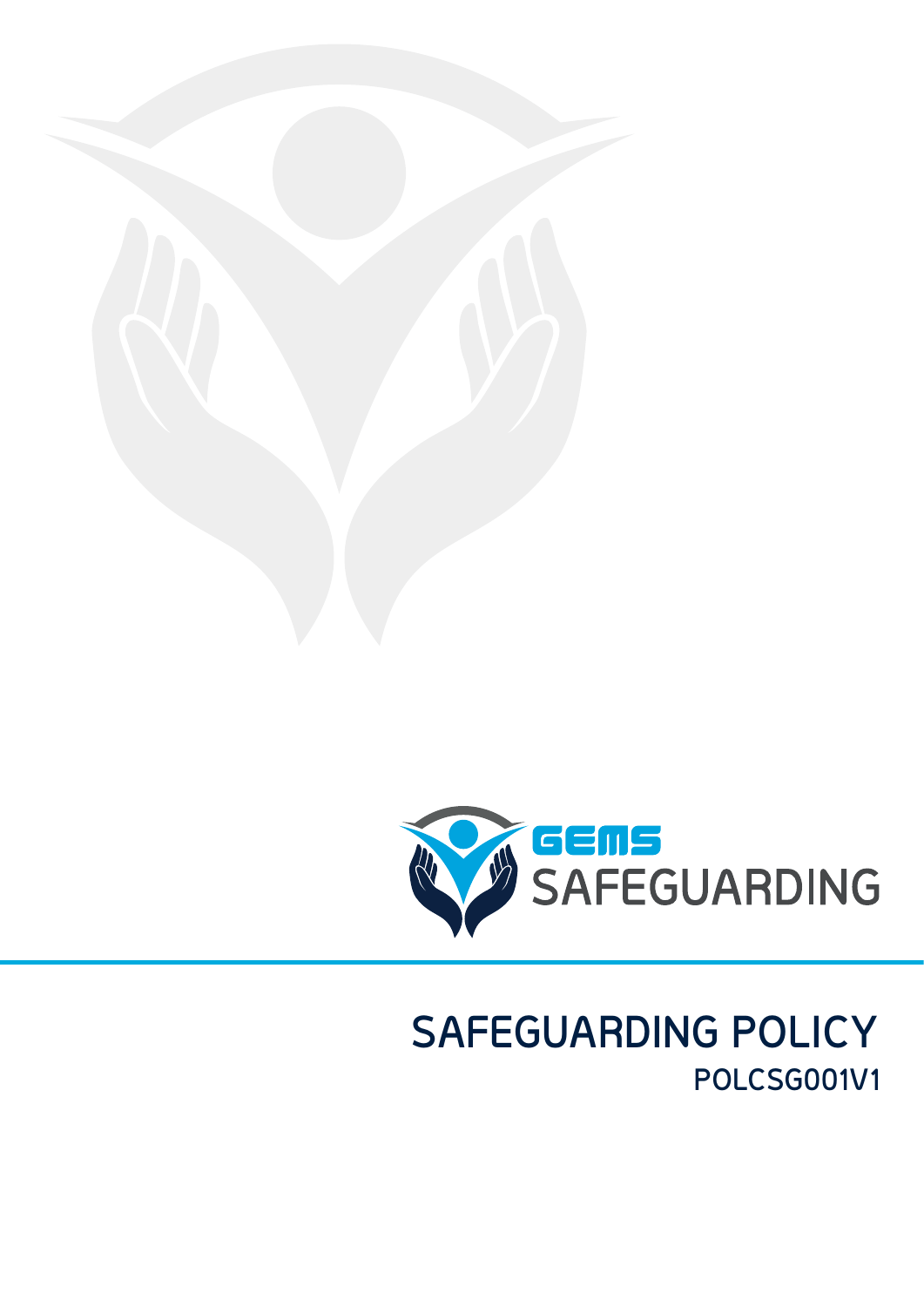GEMS SAFEGUARDING

# SAFEGUARDING POLICY

**POLCSG001V1**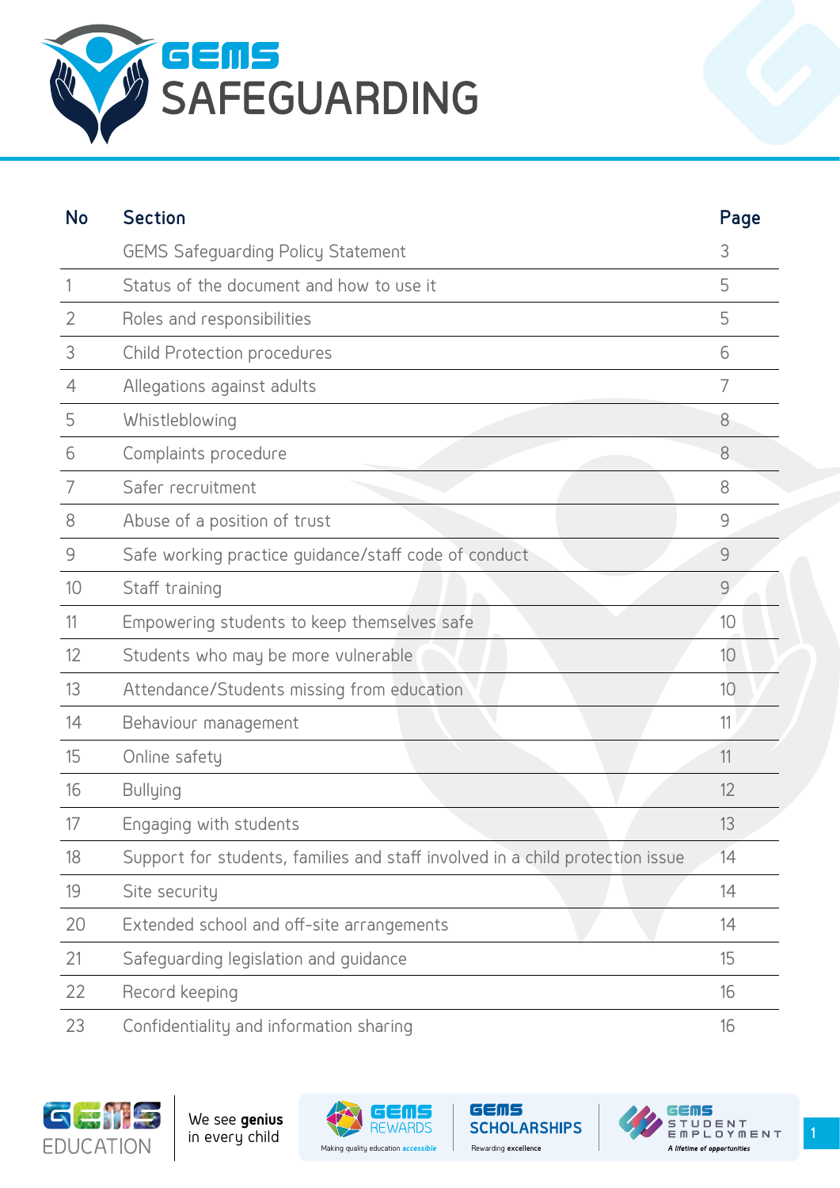# GEMS SAFEGUARDING

| No | Section | Page |
|---|---|---|
| | GEMS Safeguarding Policy Statement | 3 |
| 1 | Status of the document and how to use it | 5 |
| 2 | Roles and responsibilities | 5 |
| 3 | Child Protection procedures | 6 |
| 4 | Allegations against adults | 7 |
| 5 | Whistleblowing | 8 |
| 6 | Complaints procedure | 8 |
| 7 | Safer recruitment | 8 |
| 8 | Abuse of a position of trust | 9 |
| 9 | Safe working practice guidance/staff code of conduct | 9 |
| 10 | Staff training | 9 |
| 11 | Empowering students to keep themselves safe | 10 |
| 12 | Students who may be more vulnerable | 10 |
| 13 | Attendance/Students missing from education | 10 |
| 14 | Behaviour management | 11 |
| 15 | Online safety | 11 |
| 16 | Bullying | 12 |
| 17 | Engaging with students | 13 |
| 18 | Support for students, families and staff involved in a child protection issue | 14 |
| 19 | Site security | 14 |
| 20 | Extended school and off-site arrangements | 14 |
| 21 | Safeguarding legislation and guidance | 15 |
| 22 | Record keeping | 16 |
| 23 | Confidentiality and information sharing | 16 |

GEMS EDUCATION — We see **genius** in every child

GEMS REWARDS — Making quality education *accessible*

GEMS SCHOLARSHIPS — Rewarding **excellence**

GEMS STUDENT EMPLOYMENT — *A lifetime of opportunities*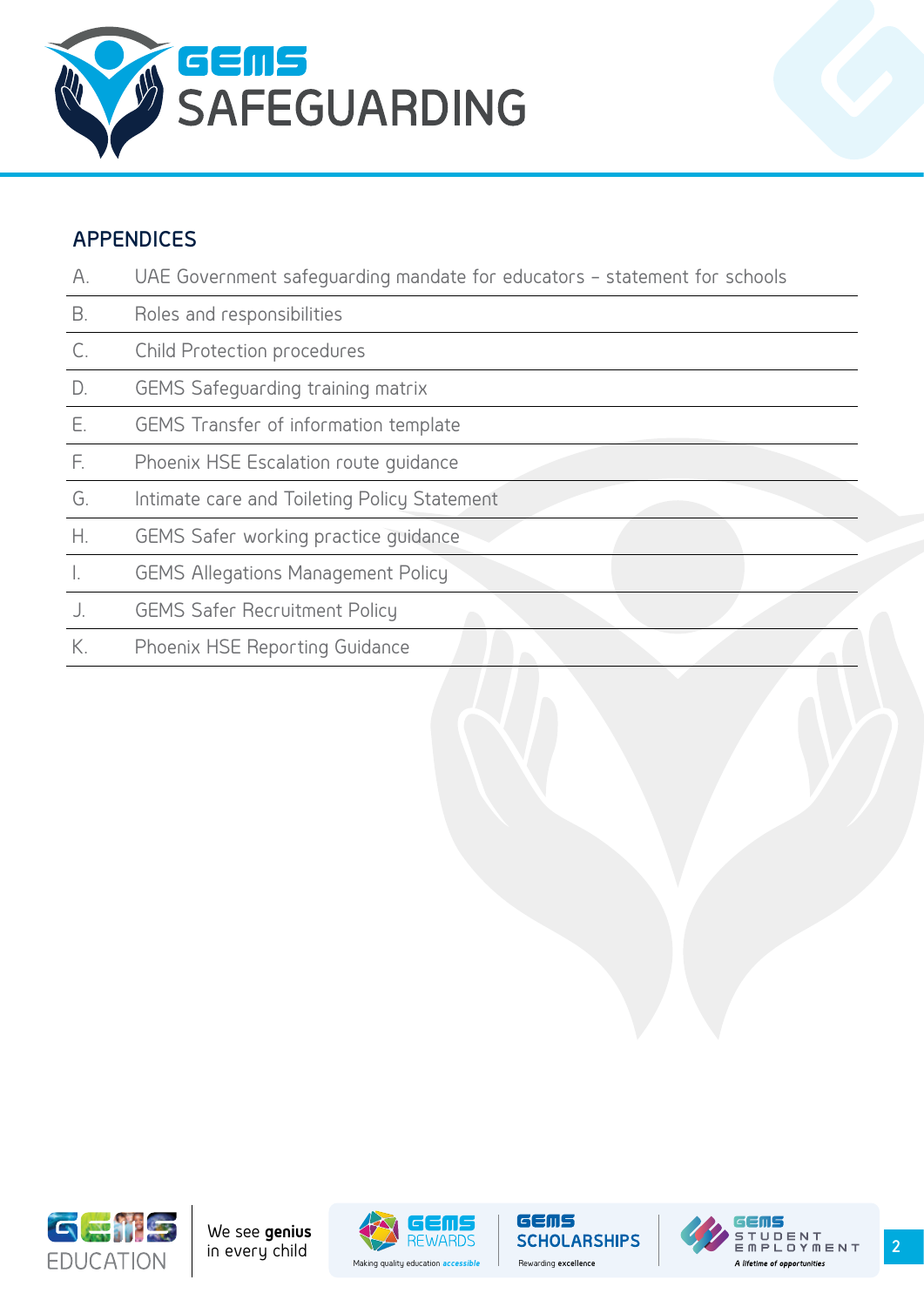## APPENDICES

| | |
|---|---|
| A. | UAE Government safeguarding mandate for educators – statement for schools |
| B. | Roles and responsibilities |
| C. | Child Protection procedures |
| D. | GEMS Safeguarding training matrix |
| E. | GEMS Transfer of information template |
| F. | Phoenix HSE Escalation route guidance |
| G. | Intimate care and Toileting Policy Statement |
| H. | GEMS Safer working practice guidance |
| I. | GEMS Allegations Management Policy |
| J. | GEMS Safer Recruitment Policy |
| K. | Phoenix HSE Reporting Guidance |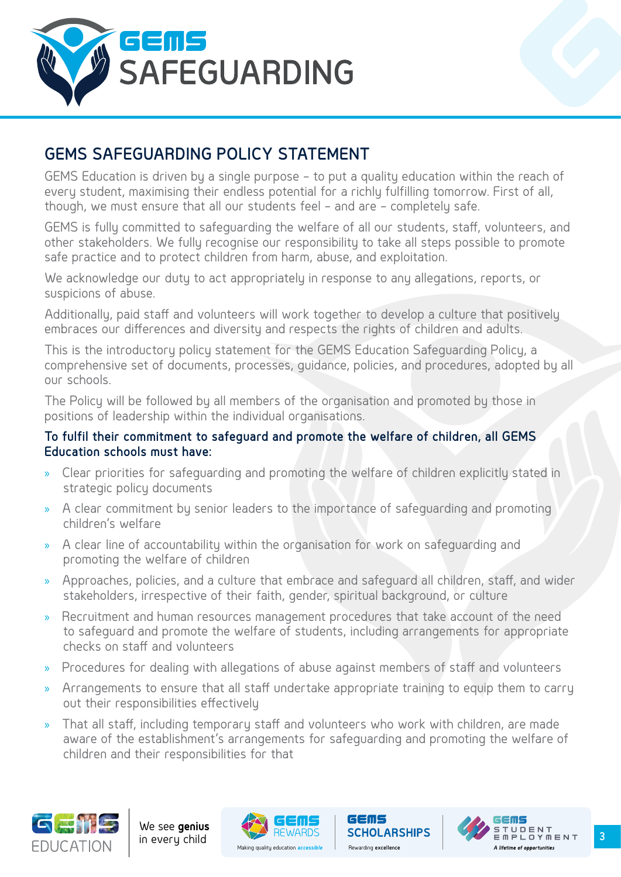# GEMS SAFEGUARDING POLICY STATEMENT

GEMS Education is driven by a single purpose – to put a quality education within the reach of every student, maximising their endless potential for a richly fulfilling tomorrow. First of all, though, we must ensure that all our students feel – and are – completely safe.

GEMS is fully committed to safeguarding the welfare of all our students, staff, volunteers, and other stakeholders. We fully recognise our responsibility to take all steps possible to promote safe practice and to protect children from harm, abuse, and exploitation.

We acknowledge our duty to act appropriately in response to any allegations, reports, or suspicions of abuse.

Additionally, paid staff and volunteers will work together to develop a culture that positively embraces our differences and diversity and respects the rights of children and adults.

This is the introductory policy statement for the GEMS Education Safeguarding Policy, a comprehensive set of documents, processes, guidance, policies, and procedures, adopted by all our schools.

The Policy will be followed by all members of the organisation and promoted by those in positions of leadership within the individual organisations.

**To fulfil their commitment to safeguard and promote the welfare of children, all GEMS Education schools must have:**

- Clear priorities for safeguarding and promoting the welfare of children explicitly stated in strategic policy documents
- A clear commitment by senior leaders to the importance of safeguarding and promoting children's welfare
- A clear line of accountability within the organisation for work on safeguarding and promoting the welfare of children
- Approaches, policies, and a culture that embrace and safeguard all children, staff, and wider stakeholders, irrespective of their faith, gender, spiritual background, or culture
- Recruitment and human resources management procedures that take account of the need to safeguard and promote the welfare of students, including arrangements for appropriate checks on staff and volunteers
- Procedures for dealing with allegations of abuse against members of staff and volunteers
- Arrangements to ensure that all staff undertake appropriate training to equip them to carry out their responsibilities effectively
- That all staff, including temporary staff and volunteers who work with children, are made aware of the establishment's arrangements for safeguarding and promoting the welfare of children and their responsibilities for that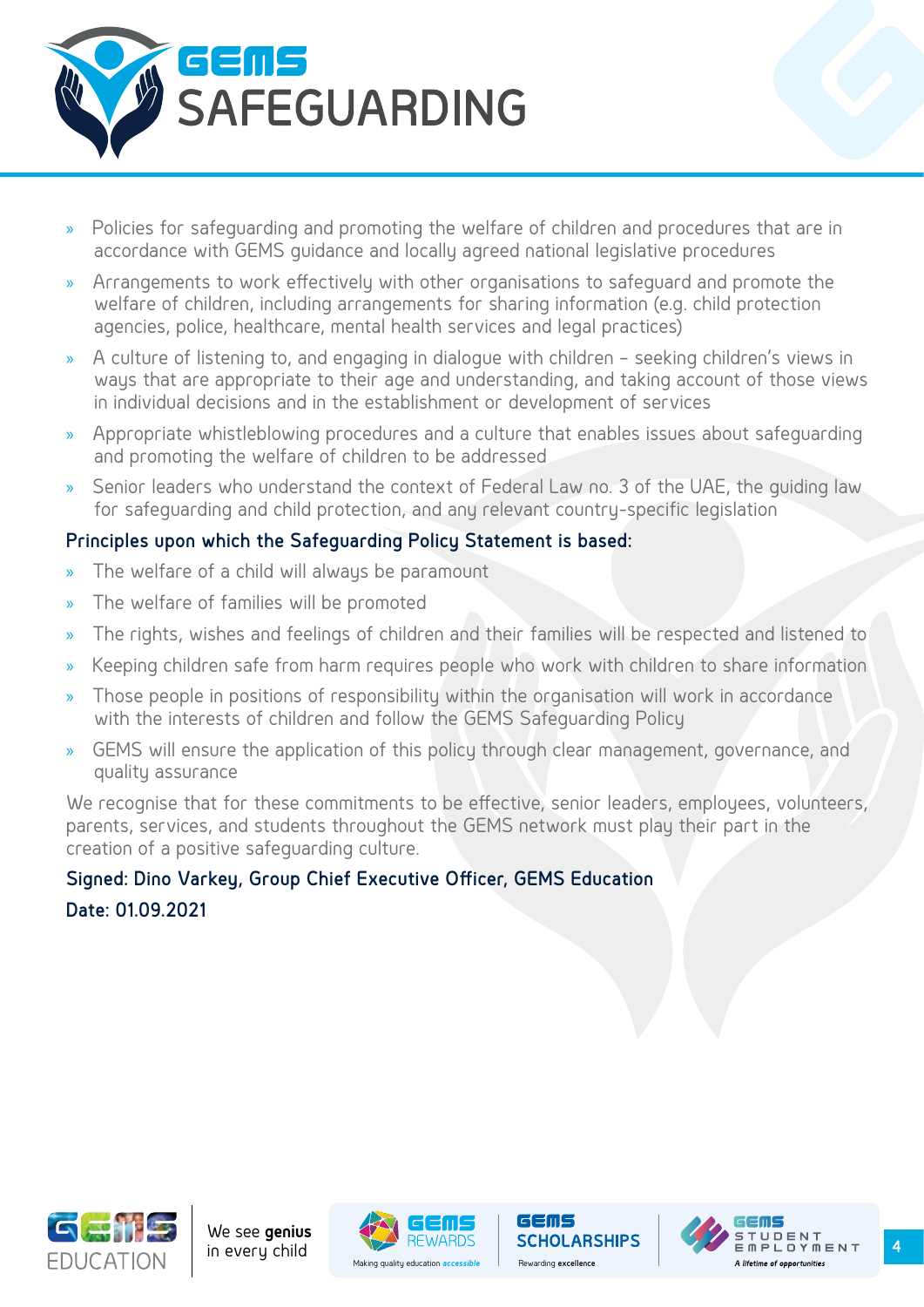- Policies for safeguarding and promoting the welfare of children and procedures that are in accordance with GEMS guidance and locally agreed national legislative procedures
- Arrangements to work effectively with other organisations to safeguard and promote the welfare of children, including arrangements for sharing information (e.g. child protection agencies, police, healthcare, mental health services and legal practices)
- A culture of listening to, and engaging in dialogue with children – seeking children's views in ways that are appropriate to their age and understanding, and taking account of those views in individual decisions and in the establishment or development of services
- Appropriate whistleblowing procedures and a culture that enables issues about safeguarding and promoting the welfare of children to be addressed
- Senior leaders who understand the context of Federal Law no. 3 of the UAE, the guiding law for safeguarding and child protection, and any relevant country-specific legislation

**Principles upon which the Safeguarding Policy Statement is based:**

- The welfare of a child will always be paramount
- The welfare of families will be promoted
- The rights, wishes and feelings of children and their families will be respected and listened to
- Keeping children safe from harm requires people who work with children to share information
- Those people in positions of responsibility within the organisation will work in accordance with the interests of children and follow the GEMS Safeguarding Policy
- GEMS will ensure the application of this policy through clear management, governance, and quality assurance

We recognise that for these commitments to be effective, senior leaders, employees, volunteers, parents, services, and students throughout the GEMS network must play their part in the creation of a positive safeguarding culture.

**Signed: Dino Varkey, Group Chief Executive Officer, GEMS Education**

**Date: 01.09.2021**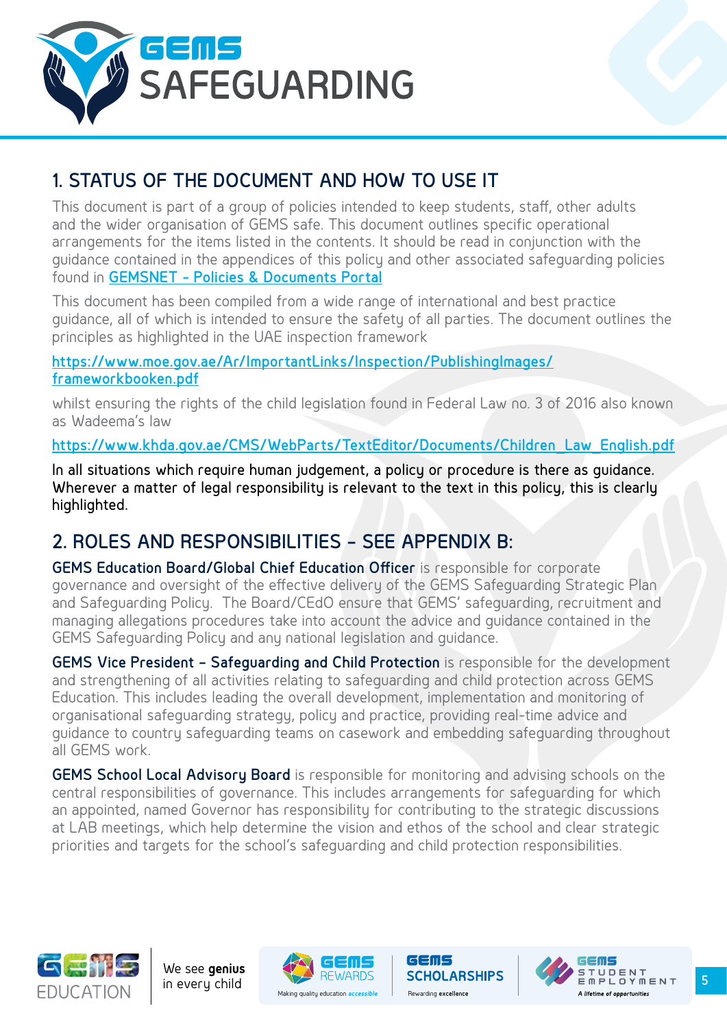## 1. STATUS OF THE DOCUMENT AND HOW TO USE IT

This document is part of a group of policies intended to keep students, staff, other adults and the wider organisation of GEMS safe. This document outlines specific operational arrangements for the items listed in the contents. It should be read in conjunction with the guidance contained in the appendices of this policy and other associated safeguarding policies found in **GEMSNET - Policies & Documents Portal**

This document has been compiled from a wide range of international and best practice guidance, all of which is intended to ensure the safety of all parties. The document outlines the principles as highlighted in the UAE inspection framework

**https://www.moe.gov.ae/Ar/ImportantLinks/Inspection/PublishingImages/frameworkbooken.pdf**

whilst ensuring the rights of the child legislation found in Federal Law no. 3 of 2016 also known as Wadeema's law

https://www.khda.gov.ae/CMS/WebParts/TextEditor/Documents/Children_Law_English.pdf

In all situations which require human judgement, a policy or procedure is there as guidance. Wherever a matter of legal responsibility is relevant to the text in this policy, this is clearly highlighted.

## 2. ROLES AND RESPONSIBILITIES – SEE APPENDIX B:

**GEMS Education Board/Global Chief Education Officer** is responsible for corporate governance and oversight of the effective delivery of the GEMS Safeguarding Strategic Plan and Safeguarding Policy. The Board/CEdO ensure that GEMS' safeguarding, recruitment and managing allegations procedures take into account the advice and guidance contained in the GEMS Safeguarding Policy and any national legislation and guidance.

**GEMS Vice President – Safeguarding and Child Protection** is responsible for the development and strengthening of all activities relating to safeguarding and child protection across GEMS Education. This includes leading the overall development, implementation and monitoring of organisational safeguarding strategy, policy and practice, providing real-time advice and guidance to country safeguarding teams on casework and embedding safeguarding throughout all GEMS work.

**GEMS School Local Advisory Board** is responsible for monitoring and advising schools on the central responsibilities of governance. This includes arrangements for safeguarding for which an appointed, named Governor has responsibility for contributing to the strategic discussions at LAB meetings, which help determine the vision and ethos of the school and clear strategic priorities and targets for the school's safeguarding and child protection responsibilities.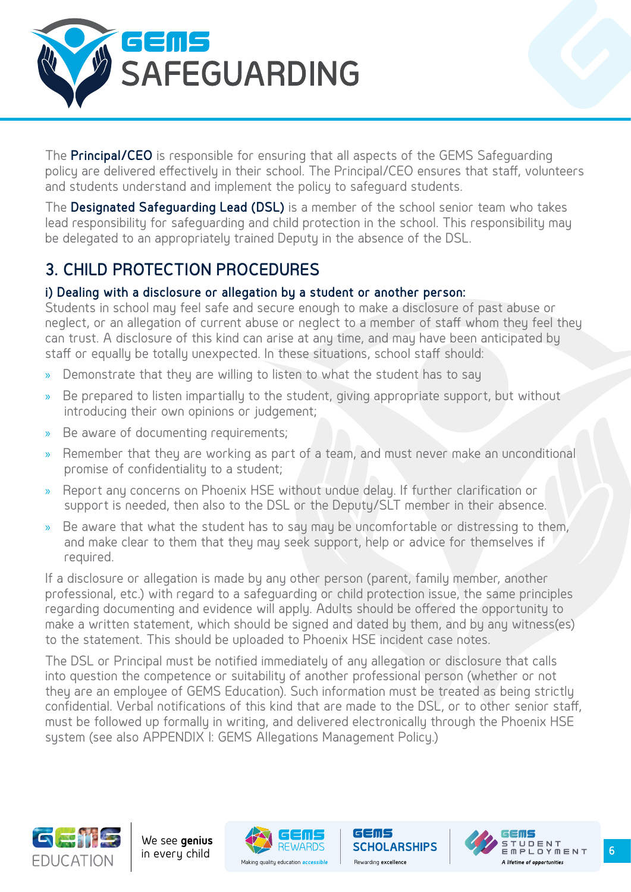The **Principal/CEO** is responsible for ensuring that all aspects of the GEMS Safeguarding policy are delivered effectively in their school. The Principal/CEO ensures that staff, volunteers and students understand and implement the policy to safeguard students.

The **Designated Safeguarding Lead (DSL)** is a member of the school senior team who takes lead responsibility for safeguarding and child protection in the school. This responsibility may be delegated to an appropriately trained Deputy in the absence of the DSL.

## 3. CHILD PROTECTION PROCEDURES

### i) Dealing with a disclosure or allegation by a student or another person:

Students in school may feel safe and secure enough to make a disclosure of past abuse or neglect, or an allegation of current abuse or neglect to a member of staff whom they feel they can trust. A disclosure of this kind can arise at any time, and may have been anticipated by staff or equally be totally unexpected. In these situations, school staff should:

- Demonstrate that they are willing to listen to what the student has to say
- Be prepared to listen impartially to the student, giving appropriate support, but without introducing their own opinions or judgement;
- Be aware of documenting requirements;
- Remember that they are working as part of a team, and must never make an unconditional promise of confidentiality to a student;
- Report any concerns on Phoenix HSE without undue delay. If further clarification or support is needed, then also to the DSL or the Deputy/SLT member in their absence.
- Be aware that what the student has to say may be uncomfortable or distressing to them, and make clear to them that they may seek support, help or advice for themselves if required.

If a disclosure or allegation is made by any other person (parent, family member, another professional, etc.) with regard to a safeguarding or child protection issue, the same principles regarding documenting and evidence will apply. Adults should be offered the opportunity to make a written statement, which should be signed and dated by them, and by any witness(es) to the statement. This should be uploaded to Phoenix HSE incident case notes.

The DSL or Principal must be notified immediately of any allegation or disclosure that calls into question the competence or suitability of another professional person (whether or not they are an employee of GEMS Education). Such information must be treated as being strictly confidential. Verbal notifications of this kind that are made to the DSL, or to other senior staff, must be followed up formally in writing, and delivered electronically through the Phoenix HSE system (see also APPENDIX I: GEMS Allegations Management Policy.)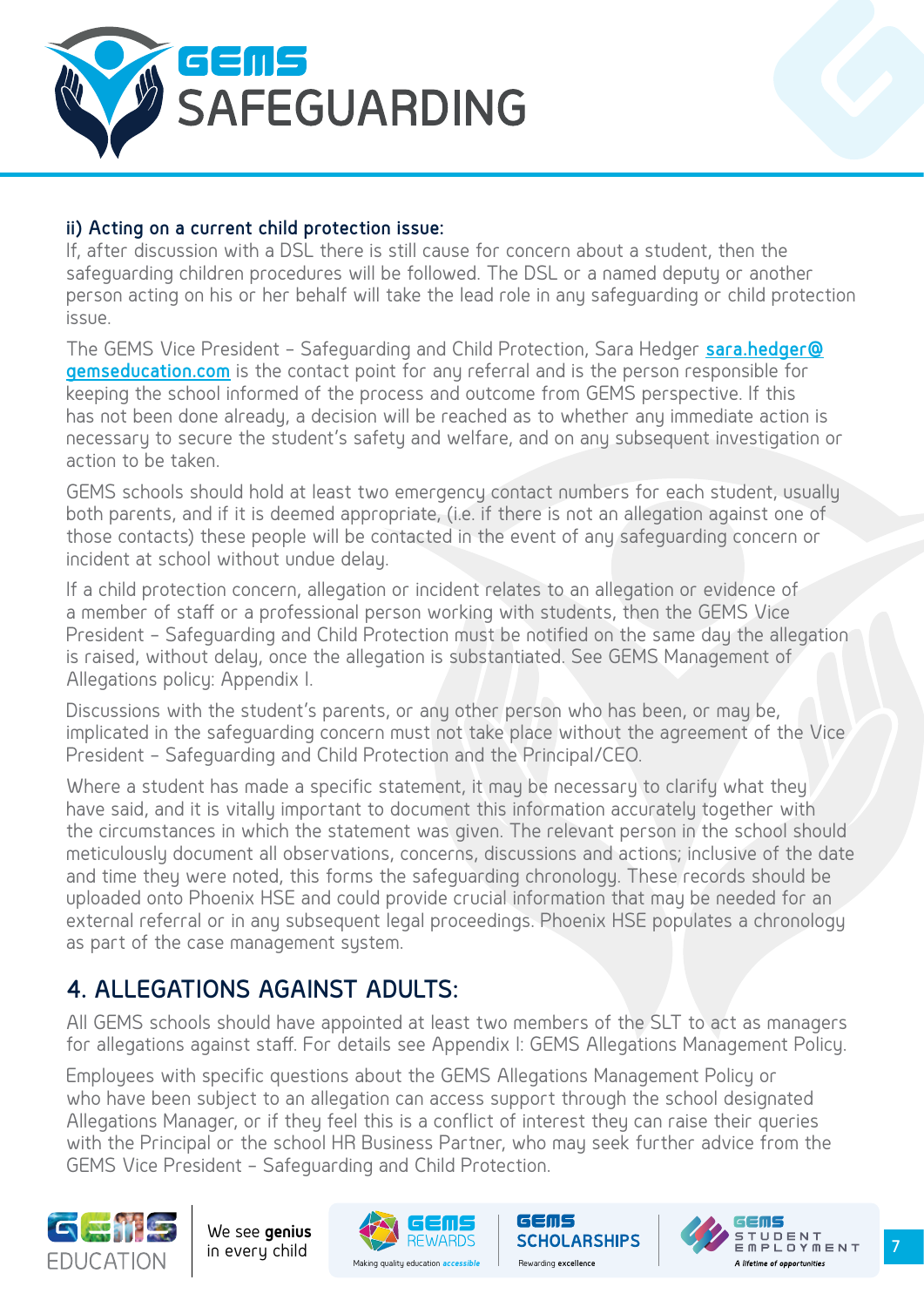### ii) Acting on a current child protection issue:

If, after discussion with a DSL there is still cause for concern about a student, then the safeguarding children procedures will be followed. The DSL or a named deputy or another person acting on his or her behalf will take the lead role in any safeguarding or child protection issue.

The GEMS Vice President – Safeguarding and Child Protection, Sara Hedger **sara.hedger@gemseducation.com** is the contact point for any referral and is the person responsible for keeping the school informed of the process and outcome from GEMS perspective. If this has not been done already, a decision will be reached as to whether any immediate action is necessary to secure the student's safety and welfare, and on any subsequent investigation or action to be taken.

GEMS schools should hold at least two emergency contact numbers for each student, usually both parents, and if it is deemed appropriate, (i.e. if there is not an allegation against one of those contacts) these people will be contacted in the event of any safeguarding concern or incident at school without undue delay.

If a child protection concern, allegation or incident relates to an allegation or evidence of a member of staff or a professional person working with students, then the GEMS Vice President – Safeguarding and Child Protection must be notified on the same day the allegation is raised, without delay, once the allegation is substantiated. See GEMS Management of Allegations policy: Appendix I.

Discussions with the student's parents, or any other person who has been, or may be, implicated in the safeguarding concern must not take place without the agreement of the Vice President – Safeguarding and Child Protection and the Principal/CEO.

Where a student has made a specific statement, it may be necessary to clarify what they have said, and it is vitally important to document this information accurately together with the circumstances in which the statement was given. The relevant person in the school should meticulously document all observations, concerns, discussions and actions; inclusive of the date and time they were noted, this forms the safeguarding chronology. These records should be uploaded onto Phoenix HSE and could provide crucial information that may be needed for an external referral or in any subsequent legal proceedings. Phoenix HSE populates a chronology as part of the case management system.

## 4. ALLEGATIONS AGAINST ADULTS:

All GEMS schools should have appointed at least two members of the SLT to act as managers for allegations against staff. For details see Appendix I: GEMS Allegations Management Policy.

Employees with specific questions about the GEMS Allegations Management Policy or who have been subject to an allegation can access support through the school designated Allegations Manager, or if they feel this is a conflict of interest they can raise their queries with the Principal or the school HR Business Partner, who may seek further advice from the GEMS Vice President – Safeguarding and Child Protection.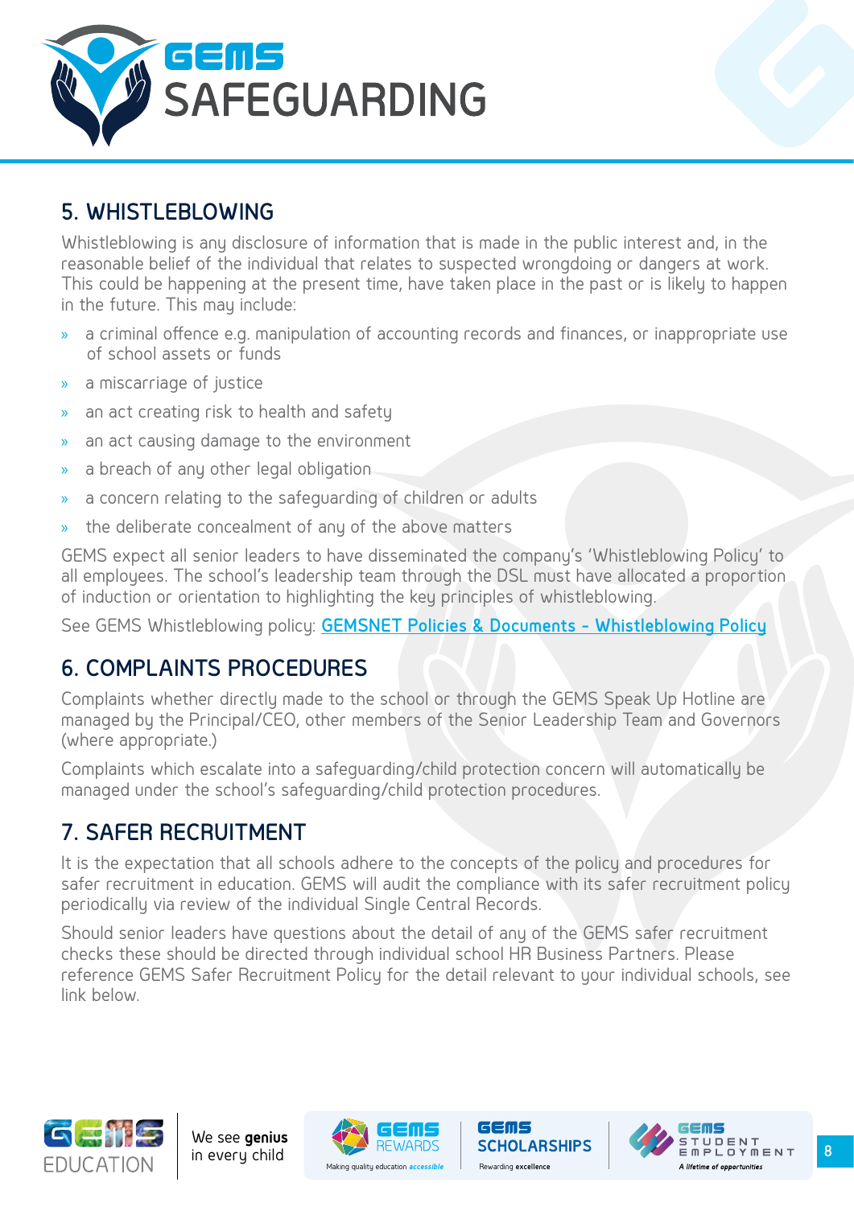## 5. WHISTLEBLOWING

Whistleblowing is any disclosure of information that is made in the public interest and, in the reasonable belief of the individual that relates to suspected wrongdoing or dangers at work. This could be happening at the present time, have taken place in the past or is likely to happen in the future. This may include:

- a criminal offence e.g. manipulation of accounting records and finances, or inappropriate use of school assets or funds
- a miscarriage of justice
- an act creating risk to health and safety
- an act causing damage to the environment
- a breach of any other legal obligation
- a concern relating to the safeguarding of children or adults
- the deliberate concealment of any of the above matters

GEMS expect all senior leaders to have disseminated the company's 'Whistleblowing Policy' to all employees. The school's leadership team through the DSL must have allocated a proportion of induction or orientation to highlighting the key principles of whistleblowing.

See GEMS Whistleblowing policy: GEMSNET Policies & Documents - Whistleblowing Policy

## 6. COMPLAINTS PROCEDURES

Complaints whether directly made to the school or through the GEMS Speak Up Hotline are managed by the Principal/CEO, other members of the Senior Leadership Team and Governors (where appropriate.)

Complaints which escalate into a safeguarding/child protection concern will automatically be managed under the school's safeguarding/child protection procedures.

## 7. SAFER RECRUITMENT

It is the expectation that all schools adhere to the concepts of the policy and procedures for safer recruitment in education. GEMS will audit the compliance with its safer recruitment policy periodically via review of the individual Single Central Records.

Should senior leaders have questions about the detail of any of the GEMS safer recruitment checks these should be directed through individual school HR Business Partners. Please reference GEMS Safer Recruitment Policy for the detail relevant to your individual schools, see link below.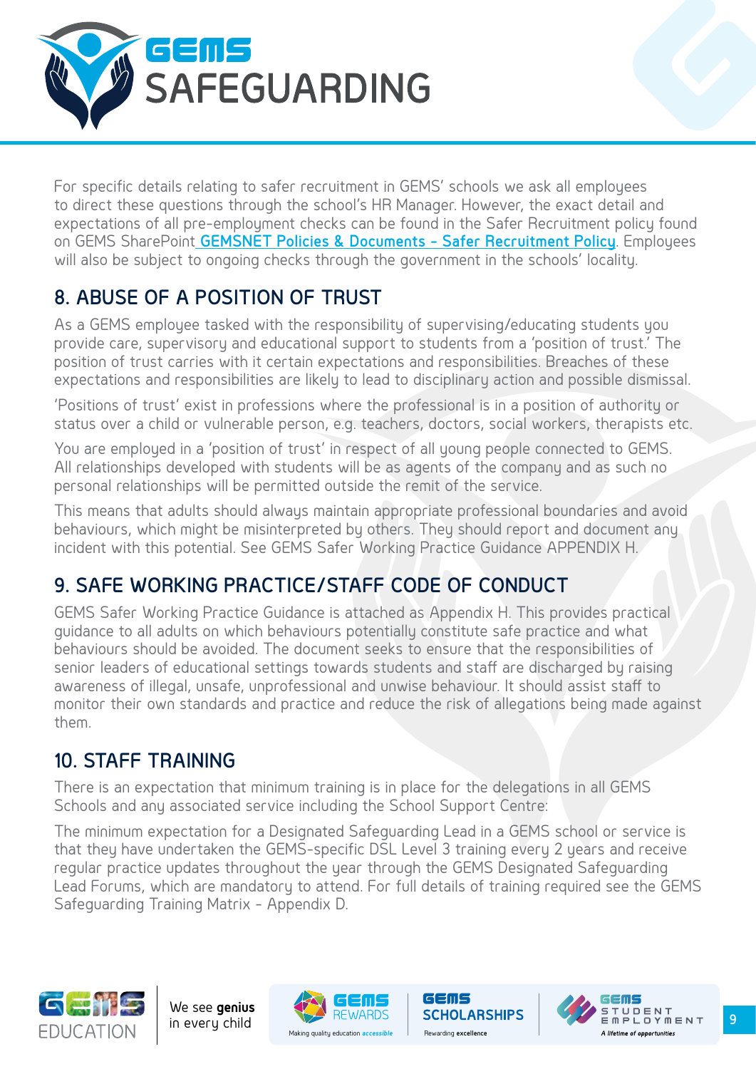For specific details relating to safer recruitment in GEMS' schools we ask all employees to direct these questions through the school's HR Manager. However, the exact detail and expectations of all pre-employment checks can be found in the Safer Recruitment policy found on GEMS SharePoint GEMSNET Policies & Documents - Safer Recruitment Policy. Employees will also be subject to ongoing checks through the government in the schools' locality.

## 8. ABUSE OF A POSITION OF TRUST

As a GEMS employee tasked with the responsibility of supervising/educating students you provide care, supervisory and educational support to students from a 'position of trust.' The position of trust carries with it certain expectations and responsibilities. Breaches of these expectations and responsibilities are likely to lead to disciplinary action and possible dismissal.

'Positions of trust' exist in professions where the professional is in a position of authority or status over a child or vulnerable person, e.g. teachers, doctors, social workers, therapists etc.

You are employed in a 'position of trust' in respect of all young people connected to GEMS. All relationships developed with students will be as agents of the company and as such no personal relationships will be permitted outside the remit of the service.

This means that adults should always maintain appropriate professional boundaries and avoid behaviours, which might be misinterpreted by others. They should report and document any incident with this potential. See GEMS Safer Working Practice Guidance APPENDIX H.

## 9. SAFE WORKING PRACTICE/STAFF CODE OF CONDUCT

GEMS Safer Working Practice Guidance is attached as Appendix H. This provides practical guidance to all adults on which behaviours potentially constitute safe practice and what behaviours should be avoided. The document seeks to ensure that the responsibilities of senior leaders of educational settings towards students and staff are discharged by raising awareness of illegal, unsafe, unprofessional and unwise behaviour. It should assist staff to monitor their own standards and practice and reduce the risk of allegations being made against them.

## 10. STAFF TRAINING

There is an expectation that minimum training is in place for the delegations in all GEMS Schools and any associated service including the School Support Centre:

The minimum expectation for a Designated Safeguarding Lead in a GEMS school or service is that they have undertaken the GEMS-specific DSL Level 3 training every 2 years and receive regular practice updates throughout the year through the GEMS Designated Safeguarding Lead Forums, which are mandatory to attend. For full details of training required see the GEMS Safeguarding Training Matrix - Appendix D.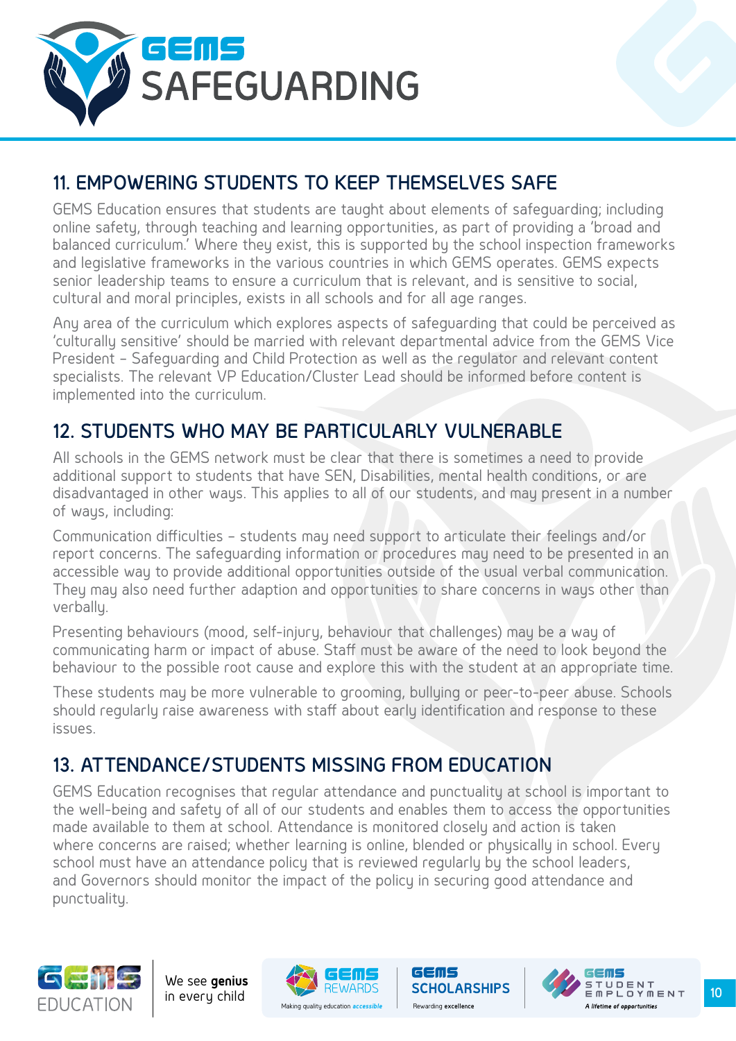## 11. EMPOWERING STUDENTS TO KEEP THEMSELVES SAFE

GEMS Education ensures that students are taught about elements of safeguarding; including online safety, through teaching and learning opportunities, as part of providing a 'broad and balanced curriculum.' Where they exist, this is supported by the school inspection frameworks and legislative frameworks in the various countries in which GEMS operates. GEMS expects senior leadership teams to ensure a curriculum that is relevant, and is sensitive to social, cultural and moral principles, exists in all schools and for all age ranges.

Any area of the curriculum which explores aspects of safeguarding that could be perceived as 'culturally sensitive' should be married with relevant departmental advice from the GEMS Vice President – Safeguarding and Child Protection as well as the regulator and relevant content specialists. The relevant VP Education/Cluster Lead should be informed before content is implemented into the curriculum.

## 12. STUDENTS WHO MAY BE PARTICULARLY VULNERABLE

All schools in the GEMS network must be clear that there is sometimes a need to provide additional support to students that have SEN, Disabilities, mental health conditions, or are disadvantaged in other ways. This applies to all of our students, and may present in a number of ways, including:

Communication difficulties – students may need support to articulate their feelings and/or report concerns. The safeguarding information or procedures may need to be presented in an accessible way to provide additional opportunities outside of the usual verbal communication. They may also need further adaption and opportunities to share concerns in ways other than verbally.

Presenting behaviours (mood, self-injury, behaviour that challenges) may be a way of communicating harm or impact of abuse. Staff must be aware of the need to look beyond the behaviour to the possible root cause and explore this with the student at an appropriate time.

These students may be more vulnerable to grooming, bullying or peer-to-peer abuse. Schools should regularly raise awareness with staff about early identification and response to these issues.

## 13. ATTENDANCE/STUDENTS MISSING FROM EDUCATION

GEMS Education recognises that regular attendance and punctuality at school is important to the well-being and safety of all of our students and enables them to access the opportunities made available to them at school. Attendance is monitored closely and action is taken where concerns are raised; whether learning is online, blended or physically in school. Every school must have an attendance policy that is reviewed regularly by the school leaders, and Governors should monitor the impact of the policy in securing good attendance and punctuality.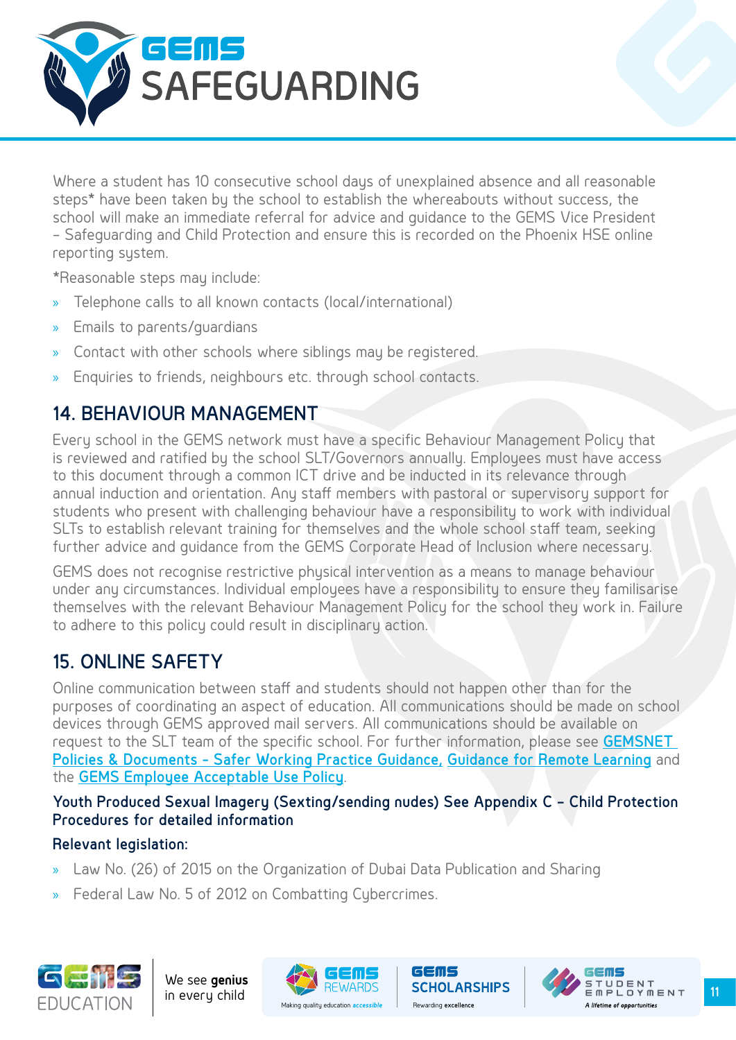Where a student has 10 consecutive school days of unexplained absence and all reasonable steps* have been taken by the school to establish the whereabouts without success, the school will make an immediate referral for advice and guidance to the GEMS Vice President – Safeguarding and Child Protection and ensure this is recorded on the Phoenix HSE online reporting system.

*Reasonable steps may include:

- Telephone calls to all known contacts (local/international)
- Emails to parents/guardians
- Contact with other schools where siblings may be registered.
- Enquiries to friends, neighbours etc. through school contacts.

## 14. BEHAVIOUR MANAGEMENT

Every school in the GEMS network must have a specific Behaviour Management Policy that is reviewed and ratified by the school SLT/Governors annually. Employees must have access to this document through a common ICT drive and be inducted in its relevance through annual induction and orientation. Any staff members with pastoral or supervisory support for students who present with challenging behaviour have a responsibility to work with individual SLTs to establish relevant training for themselves and the whole school staff team, seeking further advice and guidance from the GEMS Corporate Head of Inclusion where necessary.

GEMS does not recognise restrictive physical intervention as a means to manage behaviour under any circumstances. Individual employees have a responsibility to ensure they familiarise themselves with the relevant Behaviour Management Policy for the school they work in. Failure to adhere to this policy could result in disciplinary action.

## 15. ONLINE SAFETY

Online communication between staff and students should not happen other than for the purposes of coordinating an aspect of education. All communications should be made on school devices through GEMS approved mail servers. All communications should be available on request to the SLT team of the specific school. For further information, please see GEMSNET Policies & Documents - Safer Working Practice Guidance, Guidance for Remote Learning and the GEMS Employee Acceptable Use Policy.

**Youth Produced Sexual Imagery (Sexting/sending nudes) See Appendix C – Child Protection Procedures for detailed information**

**Relevant legislation:**

- Law No. (26) of 2015 on the Organization of Dubai Data Publication and Sharing
- Federal Law No. 5 of 2012 on Combatting Cybercrimes.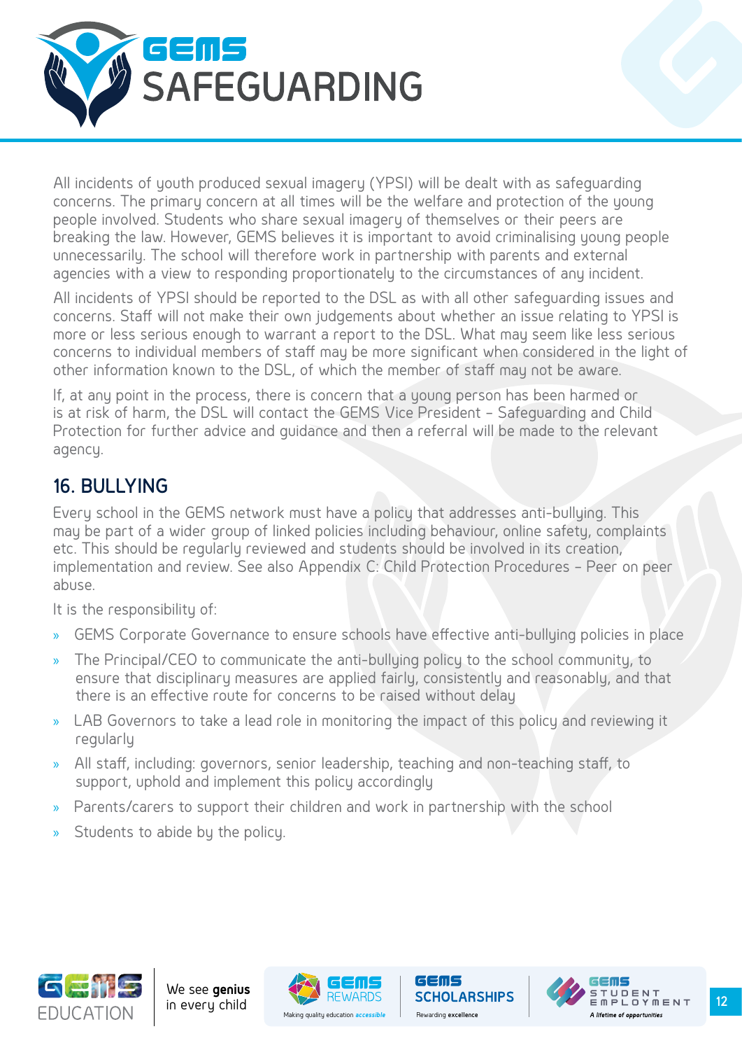All incidents of youth produced sexual imagery (YPSI) will be dealt with as safeguarding concerns. The primary concern at all times will be the welfare and protection of the young people involved. Students who share sexual imagery of themselves or their peers are breaking the law. However, GEMS believes it is important to avoid criminalising young people unnecessarily. The school will therefore work in partnership with parents and external agencies with a view to responding proportionately to the circumstances of any incident.

All incidents of YPSI should be reported to the DSL as with all other safeguarding issues and concerns. Staff will not make their own judgements about whether an issue relating to YPSI is more or less serious enough to warrant a report to the DSL. What may seem like less serious concerns to individual members of staff may be more significant when considered in the light of other information known to the DSL, of which the member of staff may not be aware.

If, at any point in the process, there is concern that a young person has been harmed or is at risk of harm, the DSL will contact the GEMS Vice President – Safeguarding and Child Protection for further advice and guidance and then a referral will be made to the relevant agency.

## 16. BULLYING

Every school in the GEMS network must have a policy that addresses anti-bullying. This may be part of a wider group of linked policies including behaviour, online safety, complaints etc. This should be regularly reviewed and students should be involved in its creation, implementation and review. See also Appendix C: Child Protection Procedures – Peer on peer abuse.

It is the responsibility of:

- GEMS Corporate Governance to ensure schools have effective anti-bullying policies in place
- The Principal/CEO to communicate the anti-bullying policy to the school community, to ensure that disciplinary measures are applied fairly, consistently and reasonably, and that there is an effective route for concerns to be raised without delay
- LAB Governors to take a lead role in monitoring the impact of this policy and reviewing it regularly
- All staff, including: governors, senior leadership, teaching and non-teaching staff, to support, uphold and implement this policy accordingly
- Parents/carers to support their children and work in partnership with the school
- Students to abide by the policy.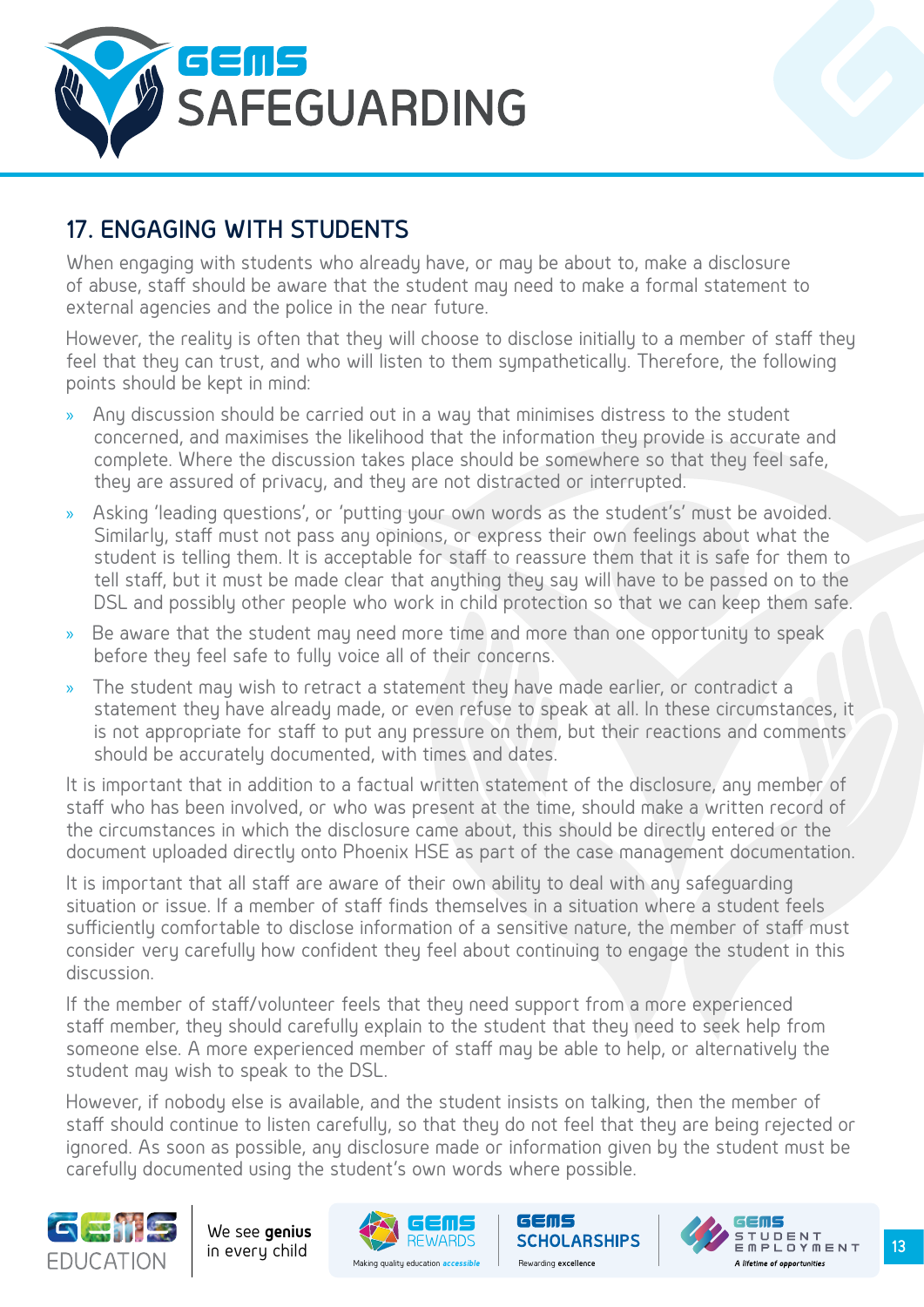## 17. ENGAGING WITH STUDENTS

When engaging with students who already have, or may be about to, make a disclosure of abuse, staff should be aware that the student may need to make a formal statement to external agencies and the police in the near future.

However, the reality is often that they will choose to disclose initially to a member of staff they feel that they can trust, and who will listen to them sympathetically. Therefore, the following points should be kept in mind:

- Any discussion should be carried out in a way that minimises distress to the student concerned, and maximises the likelihood that the information they provide is accurate and complete. Where the discussion takes place should be somewhere so that they feel safe, they are assured of privacy, and they are not distracted or interrupted.
- Asking 'leading questions', or 'putting your own words as the student's' must be avoided. Similarly, staff must not pass any opinions, or express their own feelings about what the student is telling them. It is acceptable for staff to reassure them that it is safe for them to tell staff, but it must be made clear that anything they say will have to be passed on to the DSL and possibly other people who work in child protection so that we can keep them safe.
- Be aware that the student may need more time and more than one opportunity to speak before they feel safe to fully voice all of their concerns.
- The student may wish to retract a statement they have made earlier, or contradict a statement they have already made, or even refuse to speak at all. In these circumstances, it is not appropriate for staff to put any pressure on them, but their reactions and comments should be accurately documented, with times and dates.

It is important that in addition to a factual written statement of the disclosure, any member of staff who has been involved, or who was present at the time, should make a written record of the circumstances in which the disclosure came about, this should be directly entered or the document uploaded directly onto Phoenix HSE as part of the case management documentation.

It is important that all staff are aware of their own ability to deal with any safeguarding situation or issue. If a member of staff finds themselves in a situation where a student feels sufficiently comfortable to disclose information of a sensitive nature, the member of staff must consider very carefully how confident they feel about continuing to engage the student in this discussion.

If the member of staff/volunteer feels that they need support from a more experienced staff member, they should carefully explain to the student that they need to seek help from someone else. A more experienced member of staff may be able to help, or alternatively the student may wish to speak to the DSL.

However, if nobody else is available, and the student insists on talking, then the member of staff should continue to listen carefully, so that they do not feel that they are being rejected or ignored. As soon as possible, any disclosure made or information given by the student must be carefully documented using the student's own words where possible.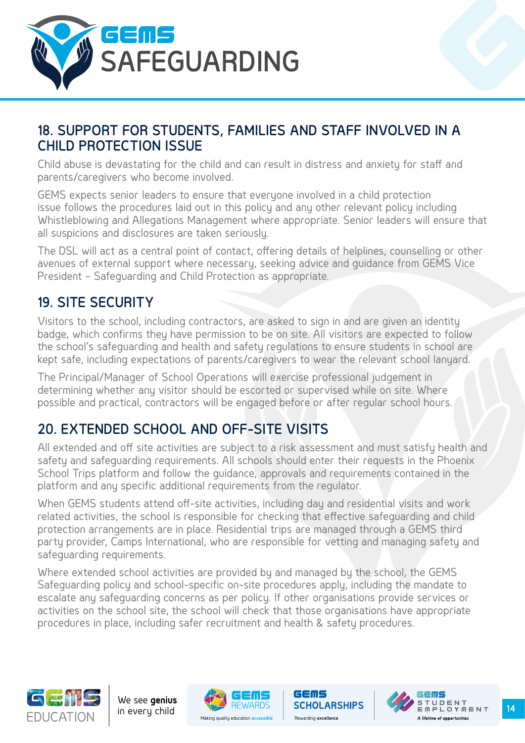## 18. SUPPORT FOR STUDENTS, FAMILIES AND STAFF INVOLVED IN A CHILD PROTECTION ISSUE

Child abuse is devastating for the child and can result in distress and anxiety for staff and parents/caregivers who become involved.

GEMS expects senior leaders to ensure that everyone involved in a child protection issue follows the procedures laid out in this policy and any other relevant policy including Whistleblowing and Allegations Management where appropriate. Senior leaders will ensure that all suspicions and disclosures are taken seriously.

The DSL will act as a central point of contact, offering details of helplines, counselling or other avenues of external support where necessary, seeking advice and guidance from GEMS Vice President – Safeguarding and Child Protection as appropriate.

## 19. SITE SECURITY

Visitors to the school, including contractors, are asked to sign in and are given an identity badge, which confirms they have permission to be on site. All visitors are expected to follow the school's safeguarding and health and safety regulations to ensure students in school are kept safe, including expectations of parents/caregivers to wear the relevant school lanyard.

The Principal/Manager of School Operations will exercise professional judgement in determining whether any visitor should be escorted or supervised while on site. Where possible and practical, contractors will be engaged before or after regular school hours.

## 20. EXTENDED SCHOOL AND OFF-SITE VISITS

All extended and off site activities are subject to a risk assessment and must satisfy health and safety and safeguarding requirements. All schools should enter their requests in the Phoenix School Trips platform and follow the guidance, approvals and requirements contained in the platform and any specific additional requirements from the regulator.

When GEMS students attend off-site activities, including day and residential visits and work related activities, the school is responsible for checking that effective safeguarding and child protection arrangements are in place. Residential trips are managed through a GEMS third party provider, Camps International, who are responsible for vetting and managing safety and safeguarding requirements.

Where extended school activities are provided by and managed by the school, the GEMS Safeguarding policy and school-specific on-site procedures apply, including the mandate to escalate any safeguarding concerns as per policy. If other organisations provide services or activities on the school site, the school will check that those organisations have appropriate procedures in place, including safer recruitment and health & safety procedures.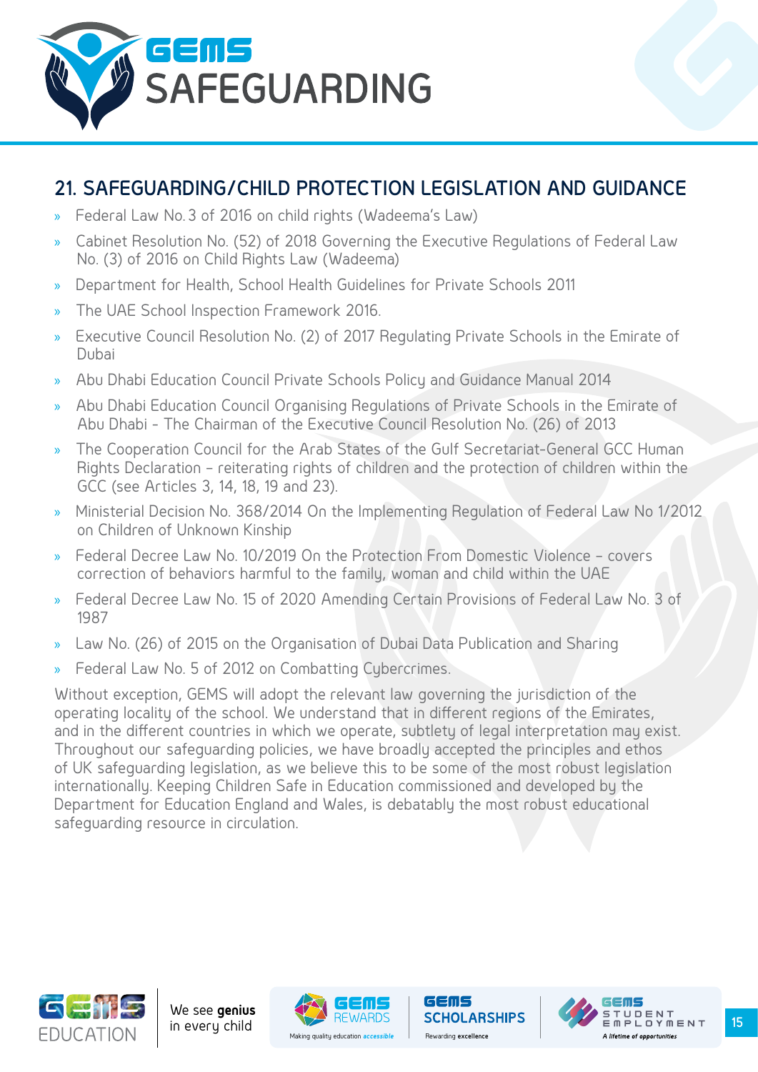## 21. SAFEGUARDING/CHILD PROTECTION LEGISLATION AND GUIDANCE

- Federal Law No. 3 of 2016 on child rights (Wadeema's Law)
- Cabinet Resolution No. (52) of 2018 Governing the Executive Regulations of Federal Law No. (3) of 2016 on Child Rights Law (Wadeema)
- Department for Health, School Health Guidelines for Private Schools 2011
- The UAE School Inspection Framework 2016.
- Executive Council Resolution No. (2) of 2017 Regulating Private Schools in the Emirate of Dubai
- Abu Dhabi Education Council Private Schools Policy and Guidance Manual 2014
- Abu Dhabi Education Council Organising Regulations of Private Schools in the Emirate of Abu Dhabi - The Chairman of the Executive Council Resolution No. (26) of 2013
- The Cooperation Council for the Arab States of the Gulf Secretariat-General GCC Human Rights Declaration – reiterating rights of children and the protection of children within the GCC (see Articles 3, 14, 18, 19 and 23).
- Ministerial Decision No. 368/2014 On the Implementing Regulation of Federal Law No 1/2012 on Children of Unknown Kinship
- Federal Decree Law No. 10/2019 On the Protection From Domestic Violence – covers correction of behaviors harmful to the family, woman and child within the UAE
- Federal Decree Law No. 15 of 2020 Amending Certain Provisions of Federal Law No. 3 of 1987
- Law No. (26) of 2015 on the Organisation of Dubai Data Publication and Sharing
- Federal Law No. 5 of 2012 on Combatting Cybercrimes.

Without exception, GEMS will adopt the relevant law governing the jurisdiction of the operating locality of the school. We understand that in different regions of the Emirates, and in the different countries in which we operate, subtlety of legal interpretation may exist. Throughout our safeguarding policies, we have broadly accepted the principles and ethos of UK safeguarding legislation, as we believe this to be some of the most robust legislation internationally. Keeping Children Safe in Education commissioned and developed by the Department for Education England and Wales, is debatably the most robust educational safeguarding resource in circulation.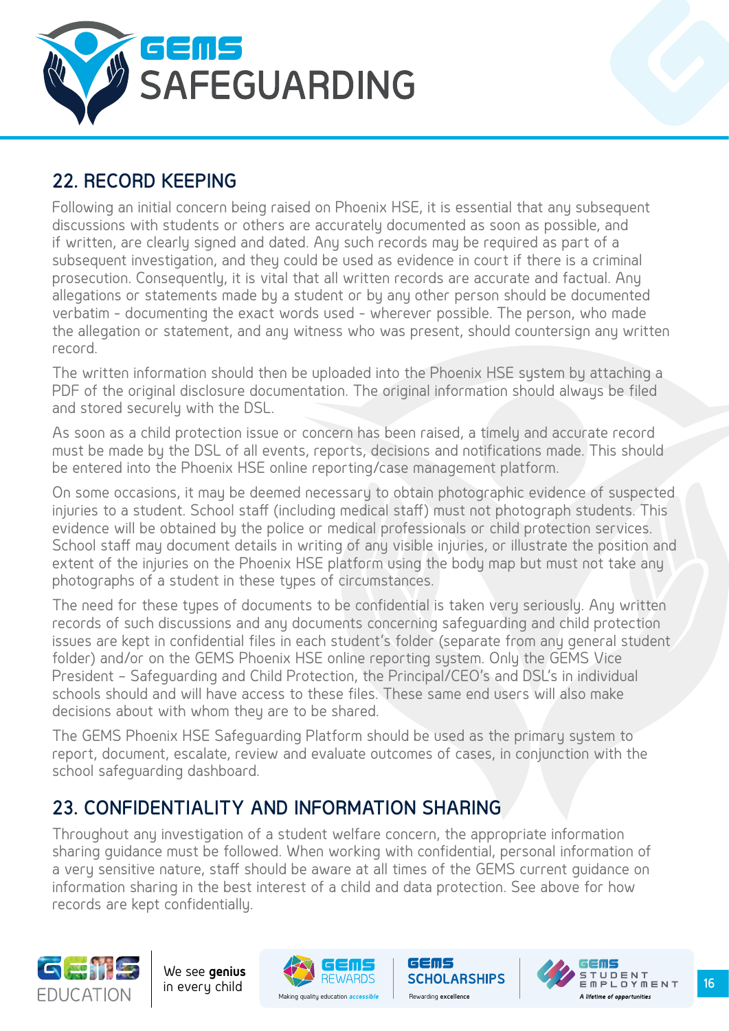## 22. RECORD KEEPING

Following an initial concern being raised on Phoenix HSE, it is essential that any subsequent discussions with students or others are accurately documented as soon as possible, and if written, are clearly signed and dated. Any such records may be required as part of a subsequent investigation, and they could be used as evidence in court if there is a criminal prosecution. Consequently, it is vital that all written records are accurate and factual. Any allegations or statements made by a student or by any other person should be documented verbatim - documenting the exact words used - wherever possible. The person, who made the allegation or statement, and any witness who was present, should countersign any written record.

The written information should then be uploaded into the Phoenix HSE system by attaching a PDF of the original disclosure documentation. The original information should always be filed and stored securely with the DSL.

As soon as a child protection issue or concern has been raised, a timely and accurate record must be made by the DSL of all events, reports, decisions and notifications made. This should be entered into the Phoenix HSE online reporting/case management platform.

On some occasions, it may be deemed necessary to obtain photographic evidence of suspected injuries to a student. School staff (including medical staff) must not photograph students. This evidence will be obtained by the police or medical professionals or child protection services. School staff may document details in writing of any visible injuries, or illustrate the position and extent of the injuries on the Phoenix HSE platform using the body map but must not take any photographs of a student in these types of circumstances.

The need for these types of documents to be confidential is taken very seriously. Any written records of such discussions and any documents concerning safeguarding and child protection issues are kept in confidential files in each student's folder (separate from any general student folder) and/or on the GEMS Phoenix HSE online reporting system. Only the GEMS Vice President – Safeguarding and Child Protection, the Principal/CEO's and DSL's in individual schools should and will have access to these files. These same end users will also make decisions about with whom they are to be shared.

The GEMS Phoenix HSE Safeguarding Platform should be used as the primary system to report, document, escalate, review and evaluate outcomes of cases, in conjunction with the school safeguarding dashboard.

## 23. CONFIDENTIALITY AND INFORMATION SHARING

Throughout any investigation of a student welfare concern, the appropriate information sharing guidance must be followed. When working with confidential, personal information of a very sensitive nature, staff should be aware at all times of the GEMS current guidance on information sharing in the best interest of a child and data protection. See above for how records are kept confidentially.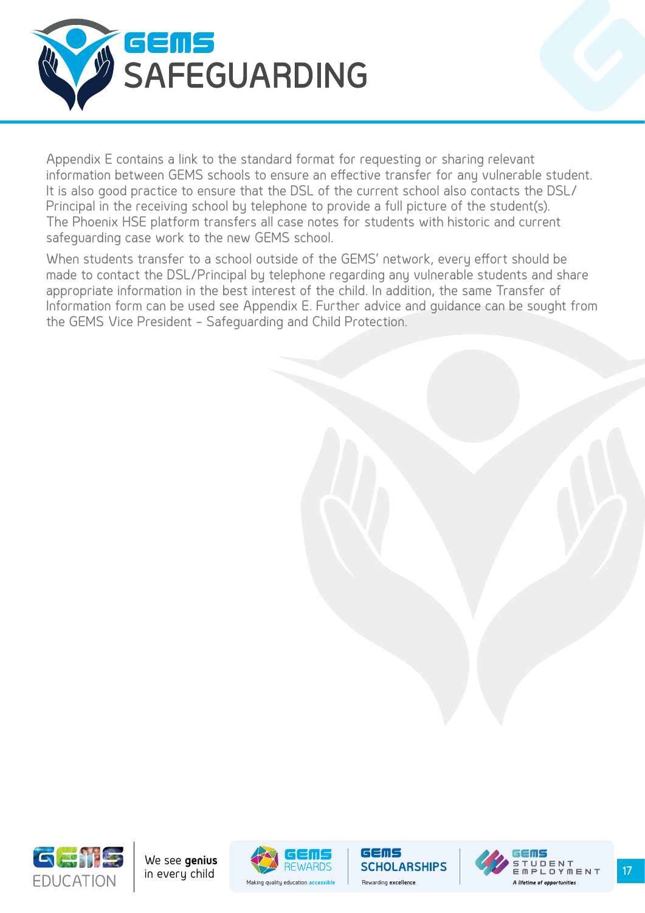Appendix E contains a link to the standard format for requesting or sharing relevant information between GEMS schools to ensure an effective transfer for any vulnerable student. It is also good practice to ensure that the DSL of the current school also contacts the DSL/ Principal in the receiving school by telephone to provide a full picture of the student(s). The Phoenix HSE platform transfers all case notes for students with historic and current safeguarding case work to the new GEMS school.

When students transfer to a school outside of the GEMS' network, every effort should be made to contact the DSL/Principal by telephone regarding any vulnerable students and share appropriate information in the best interest of the child. In addition, the same Transfer of Information form can be used see Appendix E. Further advice and guidance can be sought from the GEMS Vice President – Safeguarding and Child Protection.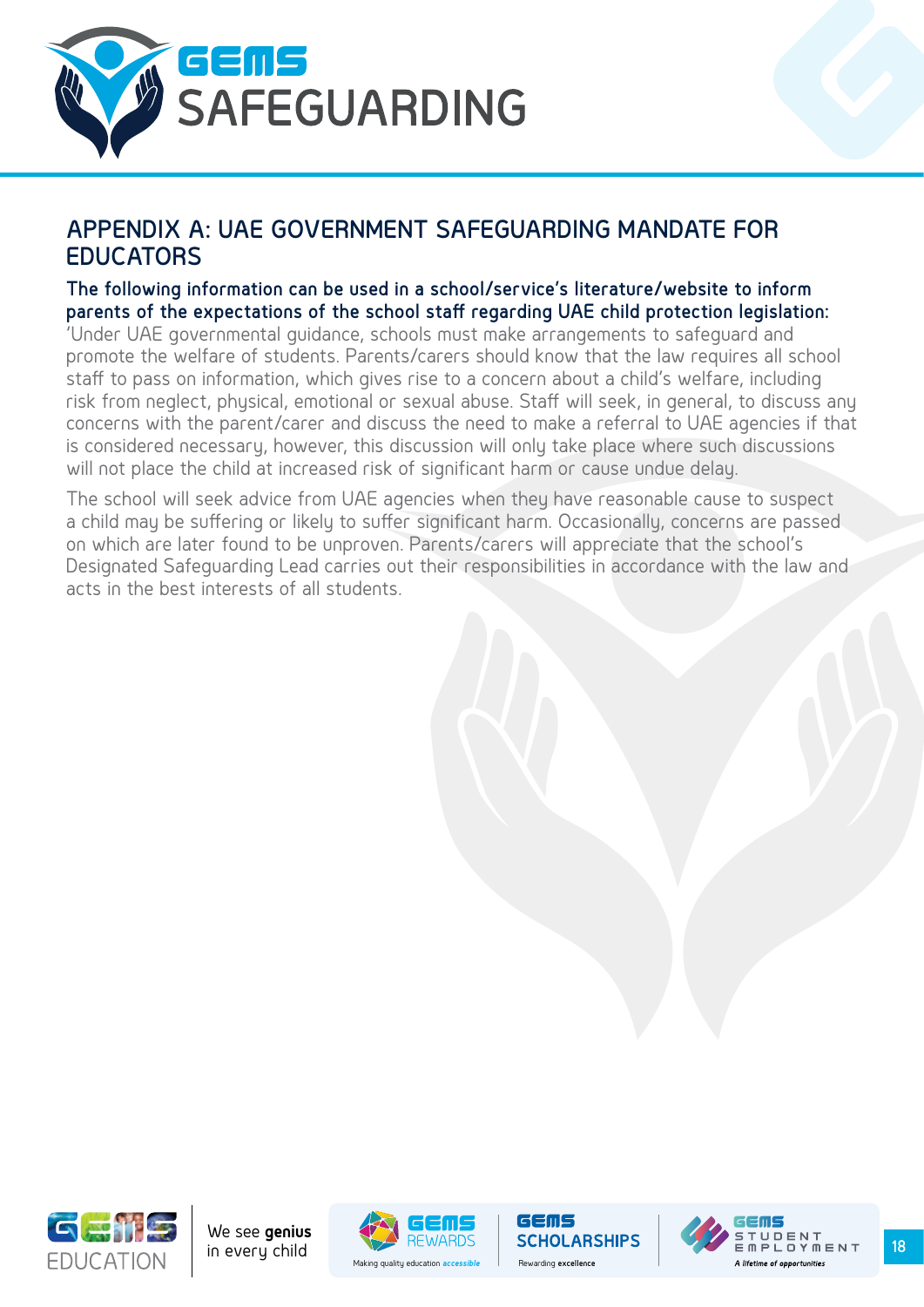## APPENDIX A: UAE GOVERNMENT SAFEGUARDING MANDATE FOR EDUCATORS

**The following information can be used in a school/service's literature/website to inform parents of the expectations of the school staff regarding UAE child protection legislation:**

'Under UAE governmental guidance, schools must make arrangements to safeguard and promote the welfare of students. Parents/carers should know that the law requires all school staff to pass on information, which gives rise to a concern about a child's welfare, including risk from neglect, physical, emotional or sexual abuse. Staff will seek, in general, to discuss any concerns with the parent/carer and discuss the need to make a referral to UAE agencies if that is considered necessary, however, this discussion will only take place where such discussions will not place the child at increased risk of significant harm or cause undue delay.

The school will seek advice from UAE agencies when they have reasonable cause to suspect a child may be suffering or likely to suffer significant harm. Occasionally, concerns are passed on which are later found to be unproven. Parents/carers will appreciate that the school's Designated Safeguarding Lead carries out their responsibilities in accordance with the law and acts in the best interests of all students.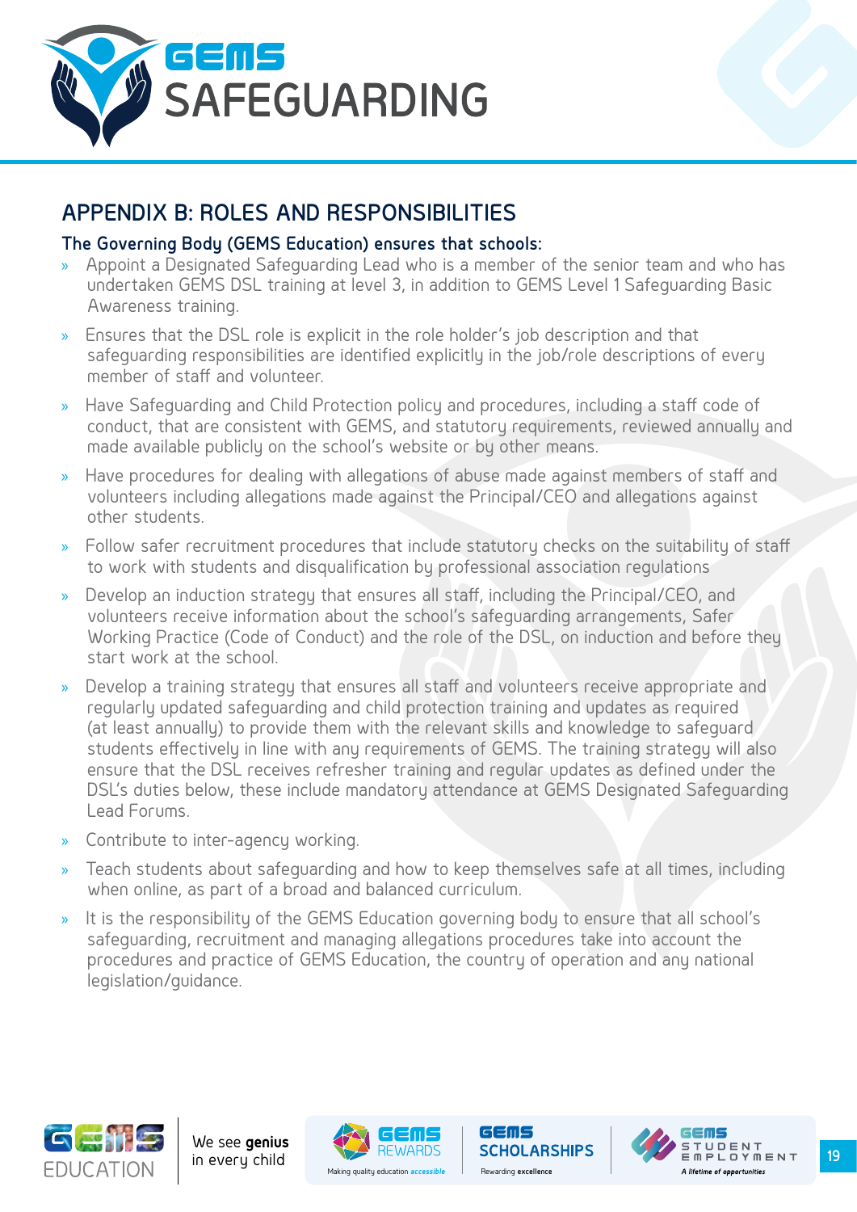## APPENDIX B: ROLES AND RESPONSIBILITIES

### The Governing Body (GEMS Education) ensures that schools:

- Appoint a Designated Safeguarding Lead who is a member of the senior team and who has undertaken GEMS DSL training at level 3, in addition to GEMS Level 1 Safeguarding Basic Awareness training.
- Ensures that the DSL role is explicit in the role holder's job description and that safeguarding responsibilities are identified explicitly in the job/role descriptions of every member of staff and volunteer.
- Have Safeguarding and Child Protection policy and procedures, including a staff code of conduct, that are consistent with GEMS, and statutory requirements, reviewed annually and made available publicly on the school's website or by other means.
- Have procedures for dealing with allegations of abuse made against members of staff and volunteers including allegations made against the Principal/CEO and allegations against other students.
- Follow safer recruitment procedures that include statutory checks on the suitability of staff to work with students and disqualification by professional association regulations
- Develop an induction strategy that ensures all staff, including the Principal/CEO, and volunteers receive information about the school's safeguarding arrangements, Safer Working Practice (Code of Conduct) and the role of the DSL, on induction and before they start work at the school.
- Develop a training strategy that ensures all staff and volunteers receive appropriate and regularly updated safeguarding and child protection training and updates as required (at least annually) to provide them with the relevant skills and knowledge to safeguard students effectively in line with any requirements of GEMS. The training strategy will also ensure that the DSL receives refresher training and regular updates as defined under the DSL's duties below, these include mandatory attendance at GEMS Designated Safeguarding Lead Forums.
- Contribute to inter-agency working.
- Teach students about safeguarding and how to keep themselves safe at all times, including when online, as part of a broad and balanced curriculum.
- It is the responsibility of the GEMS Education governing body to ensure that all school's safeguarding, recruitment and managing allegations procedures take into account the procedures and practice of GEMS Education, the country of operation and any national legislation/guidance.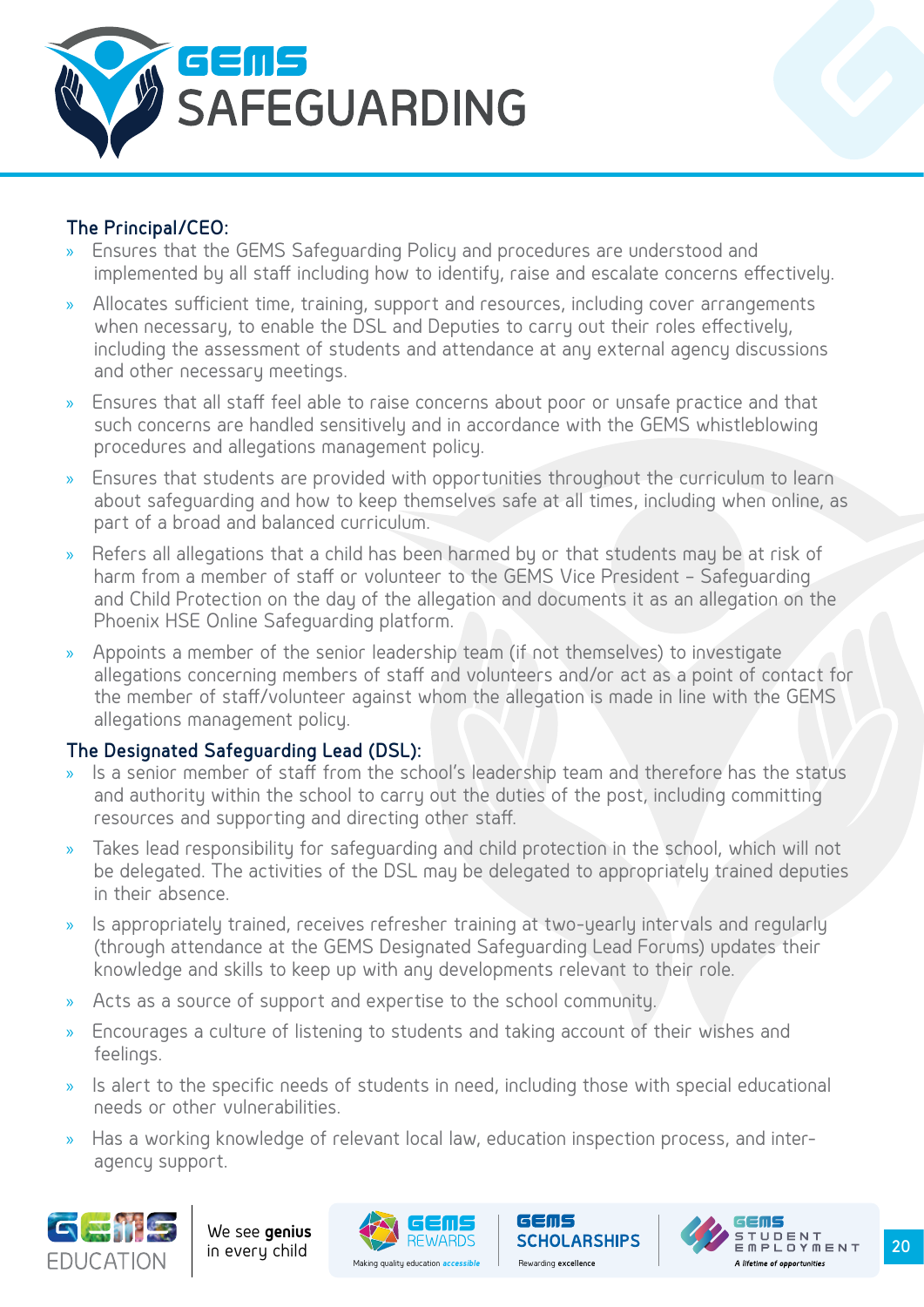### The Principal/CEO:

- Ensures that the GEMS Safeguarding Policy and procedures are understood and implemented by all staff including how to identify, raise and escalate concerns effectively.
- Allocates sufficient time, training, support and resources, including cover arrangements when necessary, to enable the DSL and Deputies to carry out their roles effectively, including the assessment of students and attendance at any external agency discussions and other necessary meetings.
- Ensures that all staff feel able to raise concerns about poor or unsafe practice and that such concerns are handled sensitively and in accordance with the GEMS whistleblowing procedures and allegations management policy.
- Ensures that students are provided with opportunities throughout the curriculum to learn about safeguarding and how to keep themselves safe at all times, including when online, as part of a broad and balanced curriculum.
- Refers all allegations that a child has been harmed by or that students may be at risk of harm from a member of staff or volunteer to the GEMS Vice President – Safeguarding and Child Protection on the day of the allegation and documents it as an allegation on the Phoenix HSE Online Safeguarding platform.
- Appoints a member of the senior leadership team (if not themselves) to investigate allegations concerning members of staff and volunteers and/or act as a point of contact for the member of staff/volunteer against whom the allegation is made in line with the GEMS allegations management policy.

### The Designated Safeguarding Lead (DSL):

- Is a senior member of staff from the school's leadership team and therefore has the status and authority within the school to carry out the duties of the post, including committing resources and supporting and directing other staff.
- Takes lead responsibility for safeguarding and child protection in the school, which will not be delegated. The activities of the DSL may be delegated to appropriately trained deputies in their absence.
- Is appropriately trained, receives refresher training at two-yearly intervals and regularly (through attendance at the GEMS Designated Safeguarding Lead Forums) updates their knowledge and skills to keep up with any developments relevant to their role.
- Acts as a source of support and expertise to the school community.
- Encourages a culture of listening to students and taking account of their wishes and feelings.
- Is alert to the specific needs of students in need, including those with special educational needs or other vulnerabilities.
- Has a working knowledge of relevant local law, education inspection process, and inter-agency support.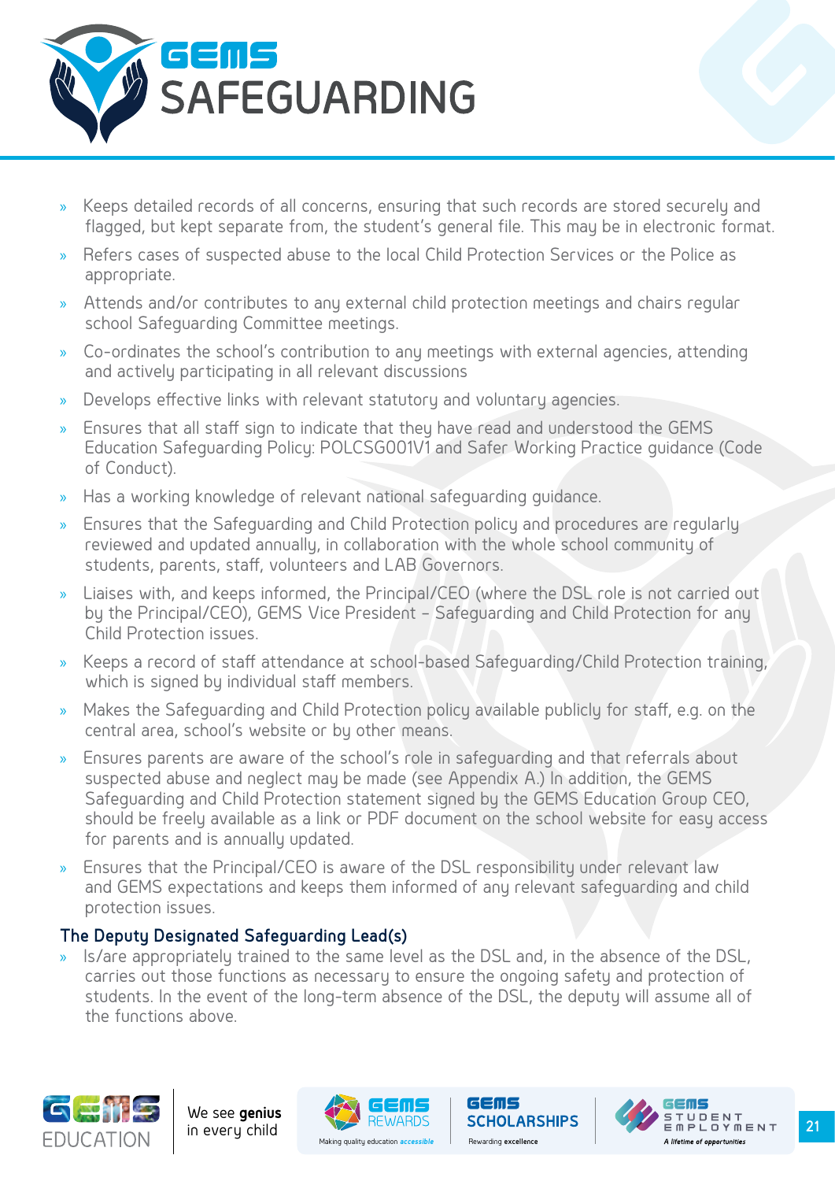- Keeps detailed records of all concerns, ensuring that such records are stored securely and flagged, but kept separate from, the student's general file. This may be in electronic format.
- Refers cases of suspected abuse to the local Child Protection Services or the Police as appropriate.
- Attends and/or contributes to any external child protection meetings and chairs regular school Safeguarding Committee meetings.
- Co-ordinates the school's contribution to any meetings with external agencies, attending and actively participating in all relevant discussions
- Develops effective links with relevant statutory and voluntary agencies.
- Ensures that all staff sign to indicate that they have read and understood the GEMS Education Safeguarding Policy: POLCSG001V1 and Safer Working Practice guidance (Code of Conduct).
- Has a working knowledge of relevant national safeguarding guidance.
- Ensures that the Safeguarding and Child Protection policy and procedures are regularly reviewed and updated annually, in collaboration with the whole school community of students, parents, staff, volunteers and LAB Governors.
- Liaises with, and keeps informed, the Principal/CEO (where the DSL role is not carried out by the Principal/CEO), GEMS Vice President – Safeguarding and Child Protection for any Child Protection issues.
- Keeps a record of staff attendance at school-based Safeguarding/Child Protection training, which is signed by individual staff members.
- Makes the Safeguarding and Child Protection policy available publicly for staff, e.g. on the central area, school's website or by other means.
- Ensures parents are aware of the school's role in safeguarding and that referrals about suspected abuse and neglect may be made (see Appendix A.) In addition, the GEMS Safeguarding and Child Protection statement signed by the GEMS Education Group CEO, should be freely available as a link or PDF document on the school website for easy access for parents and is annually updated.
- Ensures that the Principal/CEO is aware of the DSL responsibility under relevant law and GEMS expectations and keeps them informed of any relevant safeguarding and child protection issues.

### The Deputy Designated Safeguarding Lead(s)

- Is/are appropriately trained to the same level as the DSL and, in the absence of the DSL, carries out those functions as necessary to ensure the ongoing safety and protection of students. In the event of the long-term absence of the DSL, the deputy will assume all of the functions above.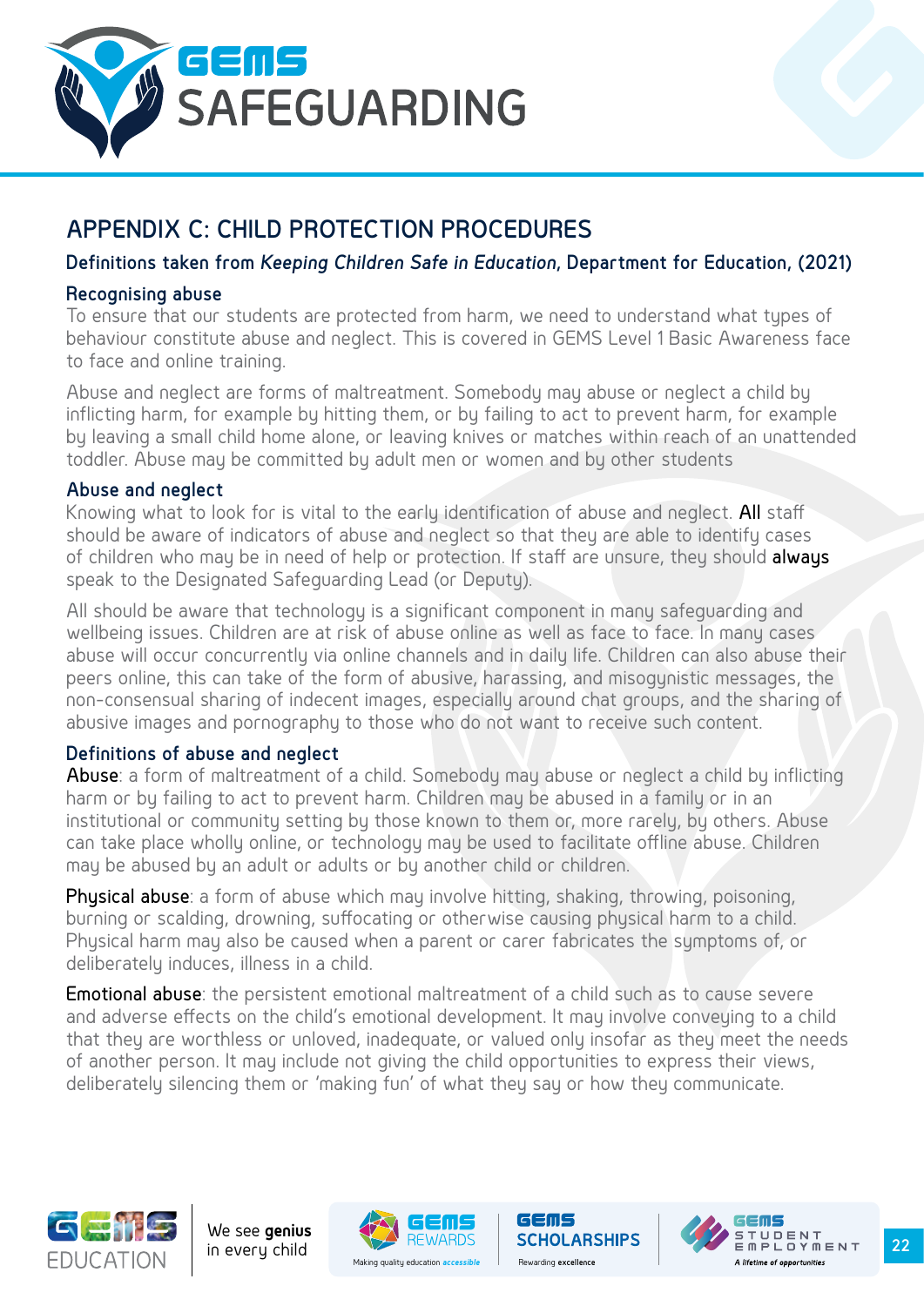## APPENDIX C: CHILD PROTECTION PROCEDURES

### Definitions taken from *Keeping Children Safe in Education*, Department for Education, (2021)

#### Recognising abuse

To ensure that our students are protected from harm, we need to understand what types of behaviour constitute abuse and neglect. This is covered in GEMS Level 1 Basic Awareness face to face and online training.

Abuse and neglect are forms of maltreatment. Somebody may abuse or neglect a child by inflicting harm, for example by hitting them, or by failing to act to prevent harm, for example by leaving a small child home alone, or leaving knives or matches within reach of an unattended toddler. Abuse may be committed by adult men or women and by other students

#### Abuse and neglect

Knowing what to look for is vital to the early identification of abuse and neglect. **All** staff should be aware of indicators of abuse and neglect so that they are able to identify cases of children who may be in need of help or protection. If staff are unsure, they should **always** speak to the Designated Safeguarding Lead (or Deputy).

All should be aware that technology is a significant component in many safeguarding and wellbeing issues. Children are at risk of abuse online as well as face to face. In many cases abuse will occur concurrently via online channels and in daily life. Children can also abuse their peers online, this can take of the form of abusive, harassing, and misogynistic messages, the non-consensual sharing of indecent images, especially around chat groups, and the sharing of abusive images and pornography to those who do not want to receive such content.

#### Definitions of abuse and neglect

**Abuse**: a form of maltreatment of a child. Somebody may abuse or neglect a child by inflicting harm or by failing to act to prevent harm. Children may be abused in a family or in an institutional or community setting by those known to them or, more rarely, by others. Abuse can take place wholly online, or technology may be used to facilitate offline abuse. Children may be abused by an adult or adults or by another child or children.

**Physical abuse**: a form of abuse which may involve hitting, shaking, throwing, poisoning, burning or scalding, drowning, suffocating or otherwise causing physical harm to a child. Physical harm may also be caused when a parent or carer fabricates the symptoms of, or deliberately induces, illness in a child.

**Emotional abuse**: the persistent emotional maltreatment of a child such as to cause severe and adverse effects on the child's emotional development. It may involve conveying to a child that they are worthless or unloved, inadequate, or valued only insofar as they meet the needs of another person. It may include not giving the child opportunities to express their views, deliberately silencing them or 'making fun' of what they say or how they communicate.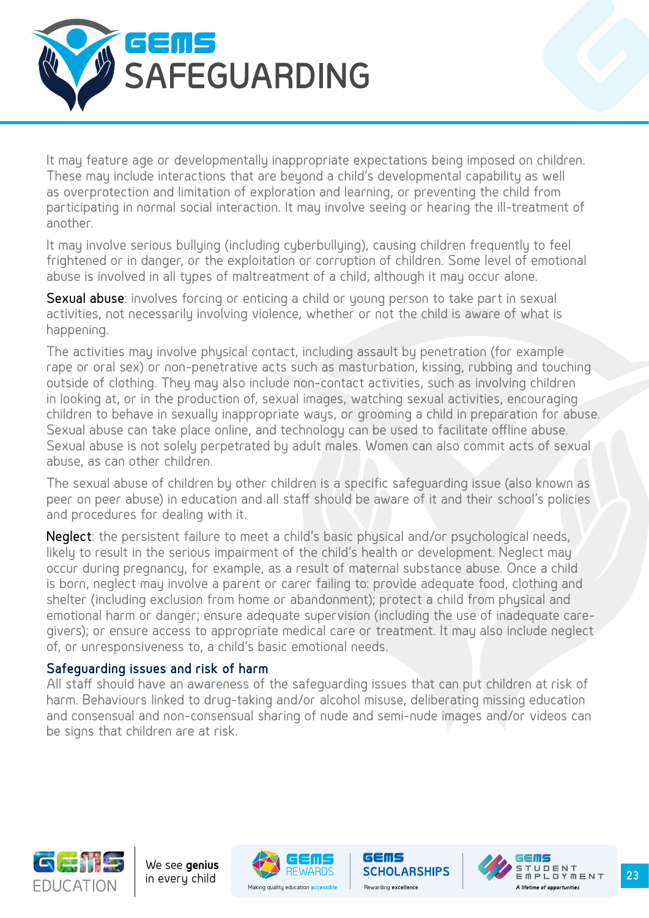It may feature age or developmentally inappropriate expectations being imposed on children. These may include interactions that are beyond a child's developmental capability as well as overprotection and limitation of exploration and learning, or preventing the child from participating in normal social interaction. It may involve seeing or hearing the ill-treatment of another.

It may involve serious bullying (including cyberbullying), causing children frequently to feel frightened or in danger, or the exploitation or corruption of children. Some level of emotional abuse is involved in all types of maltreatment of a child, although it may occur alone.

**Sexual abuse**: involves forcing or enticing a child or young person to take part in sexual activities, not necessarily involving violence, whether or not the child is aware of what is happening.

The activities may involve physical contact, including assault by penetration (for example rape or oral sex) or non-penetrative acts such as masturbation, kissing, rubbing and touching outside of clothing. They may also include non-contact activities, such as involving children in looking at, or in the production of, sexual images, watching sexual activities, encouraging children to behave in sexually inappropriate ways, or grooming a child in preparation for abuse. Sexual abuse can take place online, and technology can be used to facilitate offline abuse. Sexual abuse is not solely perpetrated by adult males. Women can also commit acts of sexual abuse, as can other children.

The sexual abuse of children by other children is a specific safeguarding issue (also known as peer on peer abuse) in education and all staff should be aware of it and their school's policies and procedures for dealing with it.

**Neglect**: the persistent failure to meet a child's basic physical and/or psychological needs, likely to result in the serious impairment of the child's health or development. Neglect may occur during pregnancy, for example, as a result of maternal substance abuse. Once a child is born, neglect may involve a parent or carer failing to: provide adequate food, clothing and shelter (including exclusion from home or abandonment); protect a child from physical and emotional harm or danger; ensure adequate supervision (including the use of inadequate care-givers); or ensure access to appropriate medical care or treatment. It may also include neglect of, or unresponsiveness to, a child's basic emotional needs.

### Safeguarding issues and risk of harm

All staff should have an awareness of the safeguarding issues that can put children at risk of harm. Behaviours linked to drug-taking and/or alcohol misuse, deliberating missing education and consensual and non-consensual sharing of nude and semi-nude images and/or videos can be signs that children are at risk.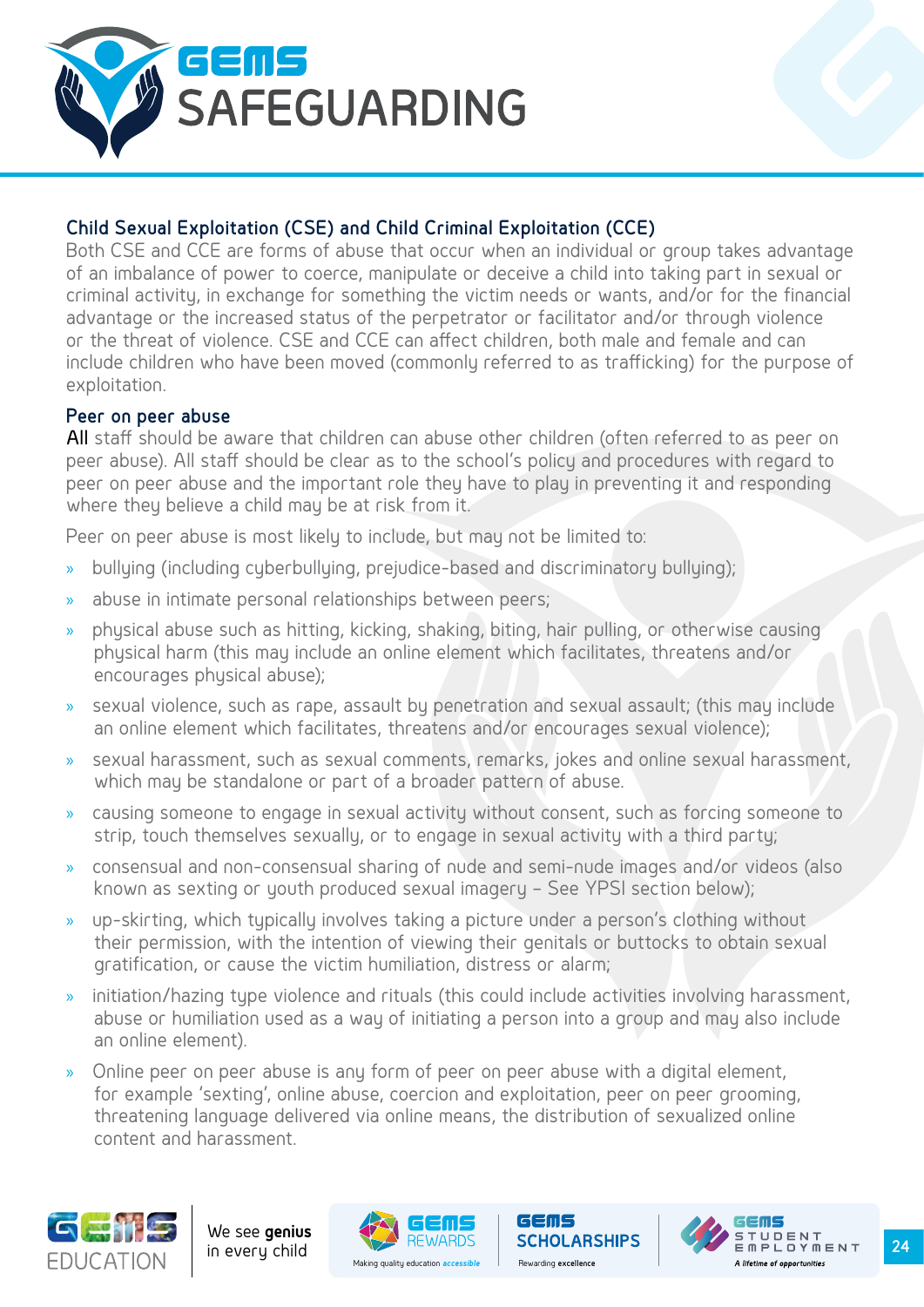### Child Sexual Exploitation (CSE) and Child Criminal Exploitation (CCE)

Both CSE and CCE are forms of abuse that occur when an individual or group takes advantage of an imbalance of power to coerce, manipulate or deceive a child into taking part in sexual or criminal activity, in exchange for something the victim needs or wants, and/or for the financial advantage or the increased status of the perpetrator or facilitator and/or through violence or the threat of violence. CSE and CCE can affect children, both male and female and can include children who have been moved (commonly referred to as trafficking) for the purpose of exploitation.

### Peer on peer abuse

All staff should be aware that children can abuse other children (often referred to as peer on peer abuse). All staff should be clear as to the school's policy and procedures with regard to peer on peer abuse and the important role they have to play in preventing it and responding where they believe a child may be at risk from it.

Peer on peer abuse is most likely to include, but may not be limited to:

- bullying (including cyberbullying, prejudice-based and discriminatory bullying);
- abuse in intimate personal relationships between peers;
- physical abuse such as hitting, kicking, shaking, biting, hair pulling, or otherwise causing physical harm (this may include an online element which facilitates, threatens and/or encourages physical abuse);
- sexual violence, such as rape, assault by penetration and sexual assault; (this may include an online element which facilitates, threatens and/or encourages sexual violence);
- sexual harassment, such as sexual comments, remarks, jokes and online sexual harassment, which may be standalone or part of a broader pattern of abuse.
- causing someone to engage in sexual activity without consent, such as forcing someone to strip, touch themselves sexually, or to engage in sexual activity with a third party;
- consensual and non-consensual sharing of nude and semi-nude images and/or videos (also known as sexting or youth produced sexual imagery – See YPSI section below);
- up-skirting, which typically involves taking a picture under a person's clothing without their permission, with the intention of viewing their genitals or buttocks to obtain sexual gratification, or cause the victim humiliation, distress or alarm;
- initiation/hazing type violence and rituals (this could include activities involving harassment, abuse or humiliation used as a way of initiating a person into a group and may also include an online element).
- Online peer on peer abuse is any form of peer on peer abuse with a digital element, for example 'sexting', online abuse, coercion and exploitation, peer on peer grooming, threatening language delivered via online means, the distribution of sexualized online content and harassment.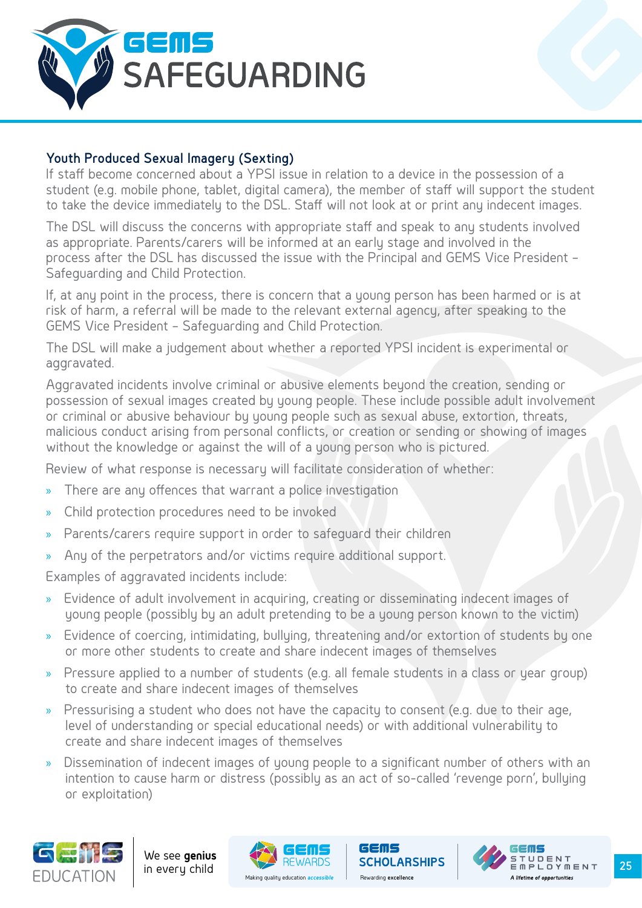## Youth Produced Sexual Imagery (Sexting)

If staff become concerned about a YPSI issue in relation to a device in the possession of a student (e.g. mobile phone, tablet, digital camera), the member of staff will support the student to take the device immediately to the DSL. Staff will not look at or print any indecent images.

The DSL will discuss the concerns with appropriate staff and speak to any students involved as appropriate. Parents/carers will be informed at an early stage and involved in the process after the DSL has discussed the issue with the Principal and GEMS Vice President – Safeguarding and Child Protection.

If, at any point in the process, there is concern that a young person has been harmed or is at risk of harm, a referral will be made to the relevant external agency, after speaking to the GEMS Vice President – Safeguarding and Child Protection.

The DSL will make a judgement about whether a reported YPSI incident is experimental or aggravated.

Aggravated incidents involve criminal or abusive elements beyond the creation, sending or possession of sexual images created by young people. These include possible adult involvement or criminal or abusive behaviour by young people such as sexual abuse, extortion, threats, malicious conduct arising from personal conflicts, or creation or sending or showing of images without the knowledge or against the will of a young person who is pictured.

Review of what response is necessary will facilitate consideration of whether:

- There are any offences that warrant a police investigation
- Child protection procedures need to be invoked
- Parents/carers require support in order to safeguard their children
- Any of the perpetrators and/or victims require additional support.

Examples of aggravated incidents include:

- Evidence of adult involvement in acquiring, creating or disseminating indecent images of young people (possibly by an adult pretending to be a young person known to the victim)
- Evidence of coercing, intimidating, bullying, threatening and/or extortion of students by one or more other students to create and share indecent images of themselves
- Pressure applied to a number of students (e.g. all female students in a class or year group) to create and share indecent images of themselves
- Pressurising a student who does not have the capacity to consent (e.g. due to their age, level of understanding or special educational needs) or with additional vulnerability to create and share indecent images of themselves
- Dissemination of indecent images of young people to a significant number of others with an intention to cause harm or distress (possibly as an act of so-called 'revenge porn', bullying or exploitation)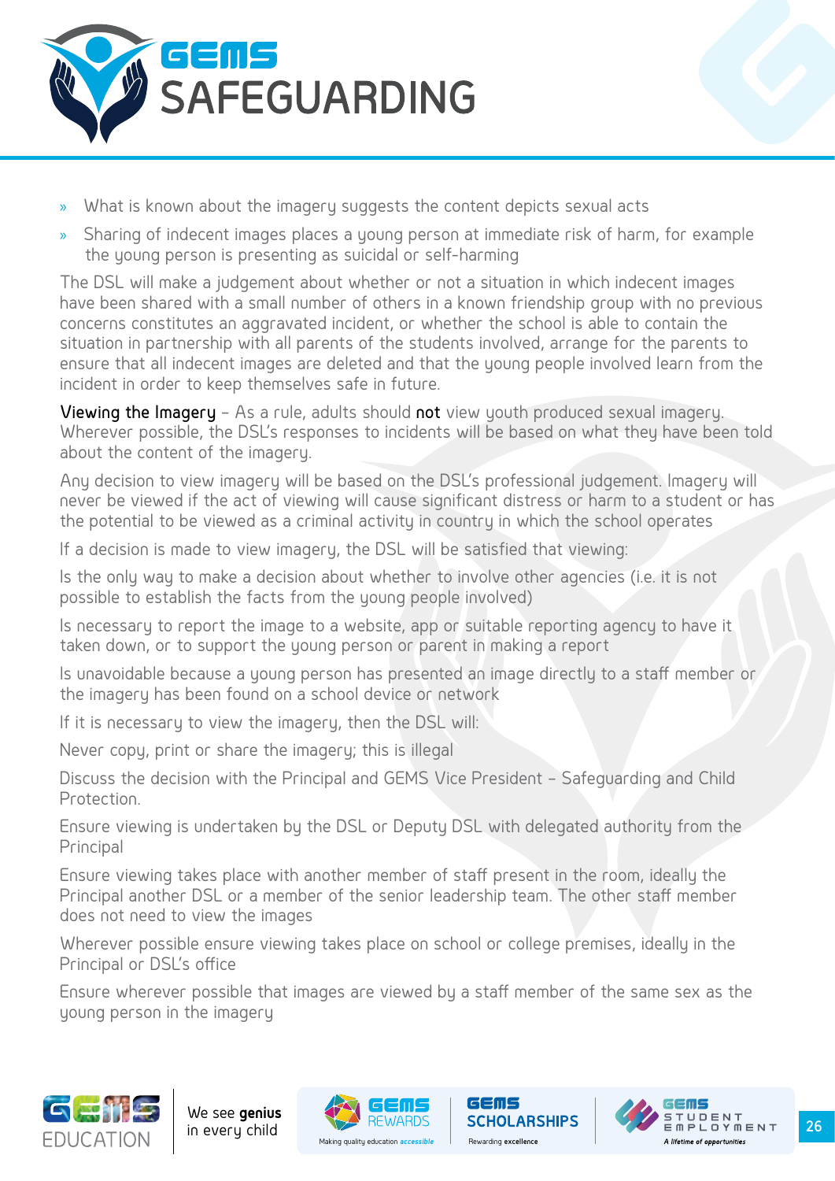- What is known about the imagery suggests the content depicts sexual acts
- Sharing of indecent images places a young person at immediate risk of harm, for example the young person is presenting as suicidal or self-harming

The DSL will make a judgement about whether or not a situation in which indecent images have been shared with a small number of others in a known friendship group with no previous concerns constitutes an aggravated incident, or whether the school is able to contain the situation in partnership with all parents of the students involved, arrange for the parents to ensure that all indecent images are deleted and that the young people involved learn from the incident in order to keep themselves safe in future.

**Viewing the Imagery** – As a rule, adults should **not** view youth produced sexual imagery. Wherever possible, the DSL's responses to incidents will be based on what they have been told about the content of the imagery.

Any decision to view imagery will be based on the DSL's professional judgement. Imagery will never be viewed if the act of viewing will cause significant distress or harm to a student or has the potential to be viewed as a criminal activity in country in which the school operates

If a decision is made to view imagery, the DSL will be satisfied that viewing:

Is the only way to make a decision about whether to involve other agencies (i.e. it is not possible to establish the facts from the young people involved)

Is necessary to report the image to a website, app or suitable reporting agency to have it taken down, or to support the young person or parent in making a report

Is unavoidable because a young person has presented an image directly to a staff member or the imagery has been found on a school device or network

If it is necessary to view the imagery, then the DSL will:

Never copy, print or share the imagery; this is illegal

Discuss the decision with the Principal and GEMS Vice President – Safeguarding and Child Protection.

Ensure viewing is undertaken by the DSL or Deputy DSL with delegated authority from the Principal

Ensure viewing takes place with another member of staff present in the room, ideally the Principal another DSL or a member of the senior leadership team. The other staff member does not need to view the images

Wherever possible ensure viewing takes place on school or college premises, ideally in the Principal or DSL's office

Ensure wherever possible that images are viewed by a staff member of the same sex as the young person in the imagery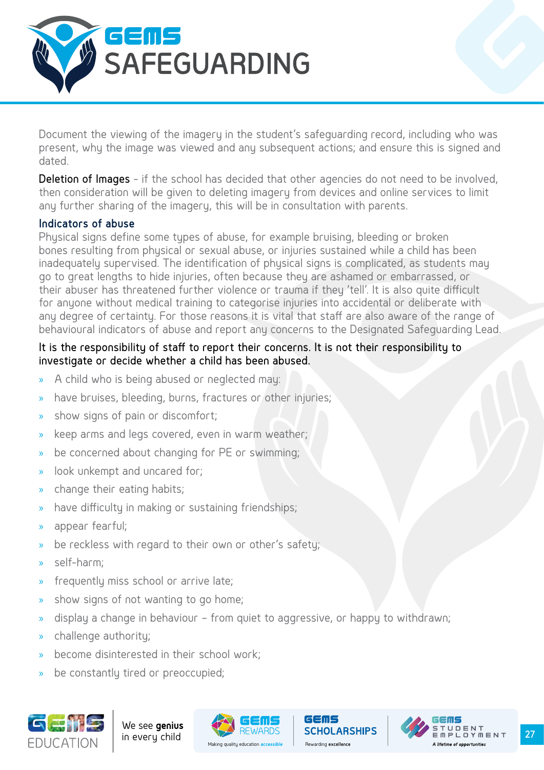Document the viewing of the imagery in the student's safeguarding record, including who was present, why the image was viewed and any subsequent actions; and ensure this is signed and dated.

**Deletion of Images** – if the school has decided that other agencies do not need to be involved, then consideration will be given to deleting imagery from devices and online services to limit any further sharing of the imagery, this will be in consultation with parents.

### Indicators of abuse

Physical signs define some types of abuse, for example bruising, bleeding or broken bones resulting from physical or sexual abuse, or injuries sustained while a child has been inadequately supervised. The identification of physical signs is complicated, as students may go to great lengths to hide injuries, often because they are ashamed or embarrassed, or their abuser has threatened further violence or trauma if they 'tell'. It is also quite difficult for anyone without medical training to categorise injuries into accidental or deliberate with any degree of certainty. For those reasons it is vital that staff are also aware of the range of behavioural indicators of abuse and report any concerns to the Designated Safeguarding Lead.

**It is the responsibility of staff to report their concerns. It is not their responsibility to investigate or decide whether a child has been abused.**

- A child who is being abused or neglected may:
- have bruises, bleeding, burns, fractures or other injuries;
- show signs of pain or discomfort;
- keep arms and legs covered, even in warm weather;
- be concerned about changing for PE or swimming;
- look unkempt and uncared for;
- change their eating habits;
- have difficulty in making or sustaining friendships;
- appear fearful;
- be reckless with regard to their own or other's safety;
- self-harm;
- frequently miss school or arrive late;
- show signs of not wanting to go home;
- display a change in behaviour – from quiet to aggressive, or happy to withdrawn;
- challenge authority;
- become disinterested in their school work;
- be constantly tired or preoccupied;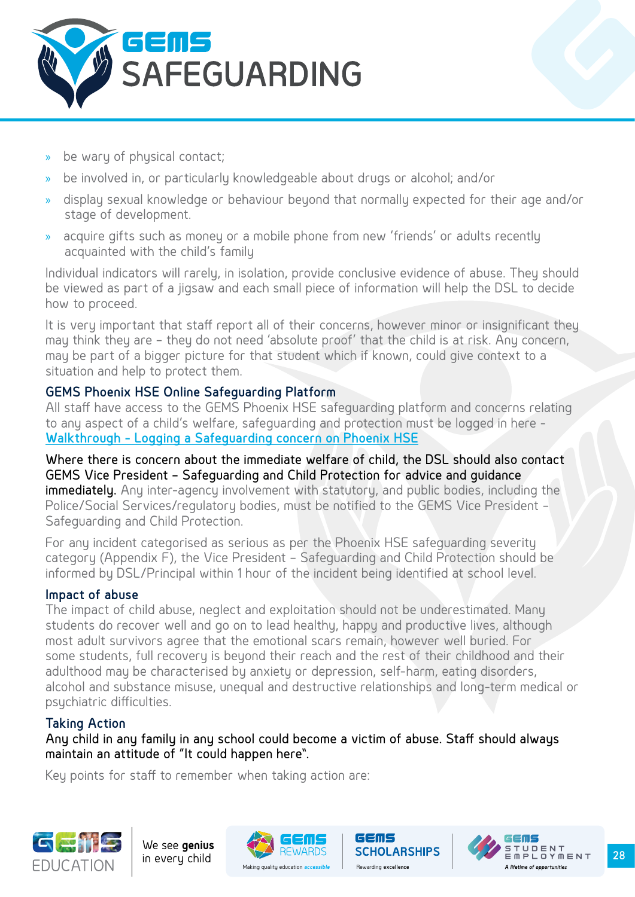- be wary of physical contact;
- be involved in, or particularly knowledgeable about drugs or alcohol; and/or
- display sexual knowledge or behaviour beyond that normally expected for their age and/or stage of development.
- acquire gifts such as money or a mobile phone from new 'friends' or adults recently acquainted with the child's family

Individual indicators will rarely, in isolation, provide conclusive evidence of abuse. They should be viewed as part of a jigsaw and each small piece of information will help the DSL to decide how to proceed.

It is very important that staff report all of their concerns, however minor or insignificant they may think they are – they do not need 'absolute proof' that the child is at risk. Any concern, may be part of a bigger picture for that student which if known, could give context to a situation and help to protect them.

### GEMS Phoenix HSE Online Safeguarding Platform

All staff have access to the GEMS Phoenix HSE safeguarding platform and concerns relating to any aspect of a child's welfare, safeguarding and protection must be logged in here - Walkthrough - Logging a Safeguarding concern on Phoenix HSE

**Where there is concern about the immediate welfare of child, the DSL should also contact GEMS Vice President – Safeguarding and Child Protection for advice and guidance immediately.** Any inter-agency involvement with statutory, and public bodies, including the Police/Social Services/regulatory bodies, must be notified to the GEMS Vice President – Safeguarding and Child Protection.

For any incident categorised as serious as per the Phoenix HSE safeguarding severity category (Appendix F), the Vice President – Safeguarding and Child Protection should be informed by DSL/Principal within 1 hour of the incident being identified at school level.

### Impact of abuse

The impact of child abuse, neglect and exploitation should not be underestimated. Many students do recover well and go on to lead healthy, happy and productive lives, although most adult survivors agree that the emotional scars remain, however well buried. For some students, full recovery is beyond their reach and the rest of their childhood and their adulthood may be characterised by anxiety or depression, self-harm, eating disorders, alcohol and substance misuse, unequal and destructive relationships and long-term medical or psychiatric difficulties.

### Taking Action

**Any child in any family in any school could become a victim of abuse. Staff should always maintain an attitude of "It could happen here".**

Key points for staff to remember when taking action are: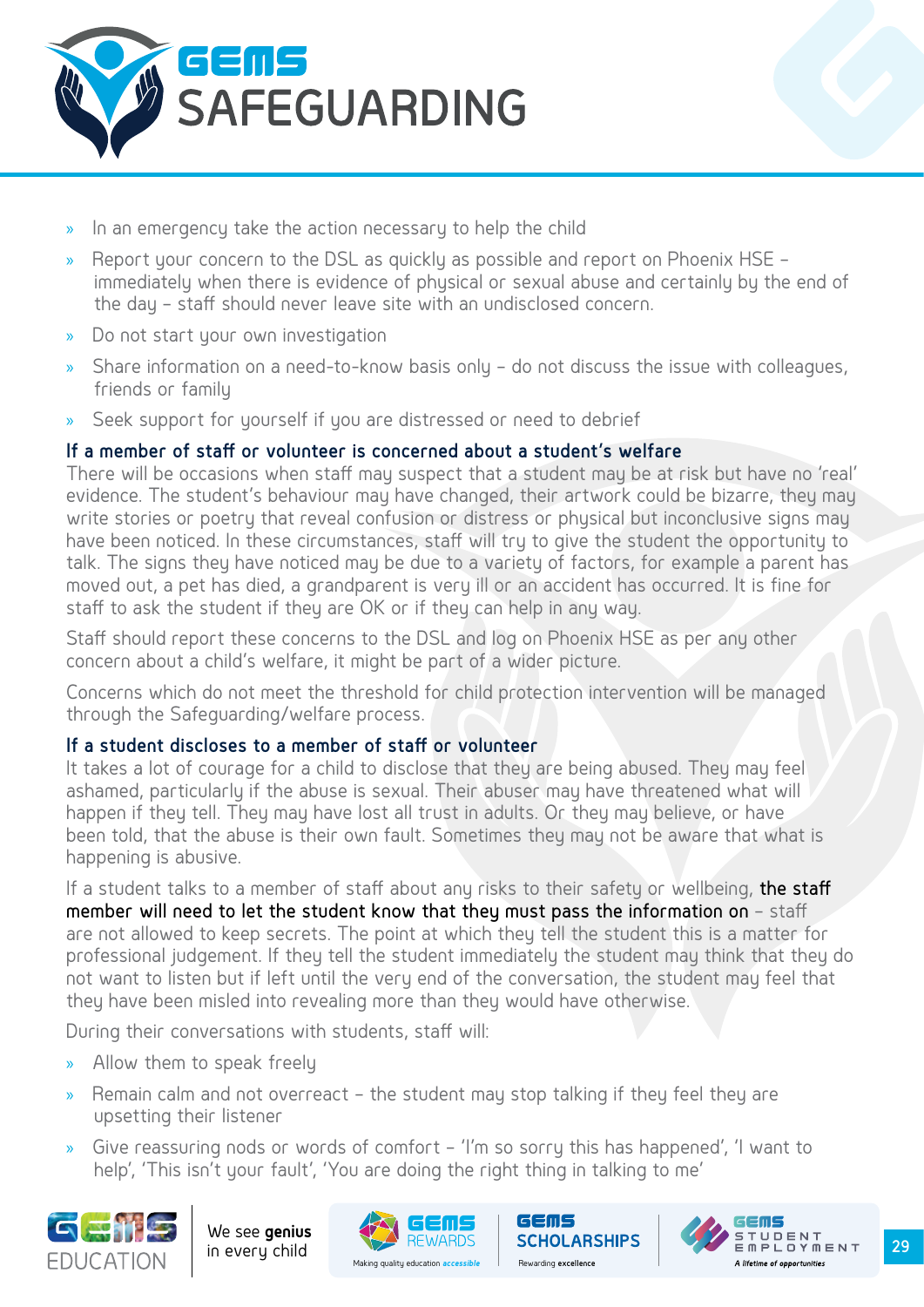- In an emergency take the action necessary to help the child
- Report your concern to the DSL as quickly as possible and report on Phoenix HSE – immediately when there is evidence of physical or sexual abuse and certainly by the end of the day – staff should never leave site with an undisclosed concern.
- Do not start your own investigation
- Share information on a need-to-know basis only – do not discuss the issue with colleagues, friends or family
- Seek support for yourself if you are distressed or need to debrief

### If a member of staff or volunteer is concerned about a student's welfare

There will be occasions when staff may suspect that a student may be at risk but have no 'real' evidence. The student's behaviour may have changed, their artwork could be bizarre, they may write stories or poetry that reveal confusion or distress or physical but inconclusive signs may have been noticed. In these circumstances, staff will try to give the student the opportunity to talk. The signs they have noticed may be due to a variety of factors, for example a parent has moved out, a pet has died, a grandparent is very ill or an accident has occurred. It is fine for staff to ask the student if they are OK or if they can help in any way.

Staff should report these concerns to the DSL and log on Phoenix HSE as per any other concern about a child's welfare, it might be part of a wider picture.

Concerns which do not meet the threshold for child protection intervention will be managed through the Safeguarding/welfare process.

### If a student discloses to a member of staff or volunteer

It takes a lot of courage for a child to disclose that they are being abused. They may feel ashamed, particularly if the abuse is sexual. Their abuser may have threatened what will happen if they tell. They may have lost all trust in adults. Or they may believe, or have been told, that the abuse is their own fault. Sometimes they may not be aware that what is happening is abusive.

If a student talks to a member of staff about any risks to their safety or wellbeing, **the staff member will need to let the student know that they must pass the information on** – staff are not allowed to keep secrets. The point at which they tell the student this is a matter for professional judgement. If they tell the student immediately the student may think that they do not want to listen but if left until the very end of the conversation, the student may feel that they have been misled into revealing more than they would have otherwise.

During their conversations with students, staff will:

- Allow them to speak freely
- Remain calm and not overreact – the student may stop talking if they feel they are upsetting their listener
- Give reassuring nods or words of comfort – 'I'm so sorry this has happened', 'I want to help', 'This isn't your fault', 'You are doing the right thing in talking to me'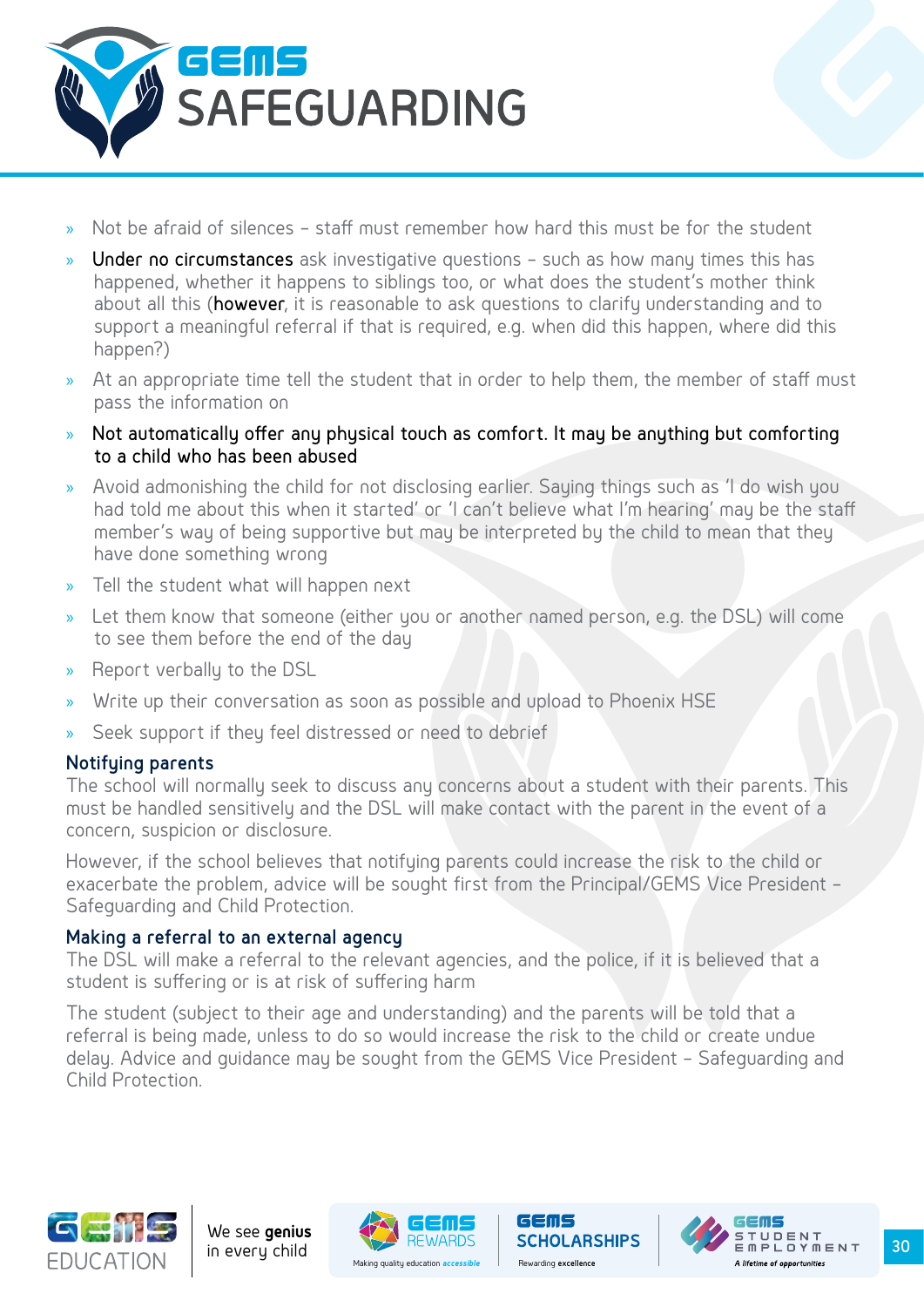- Not be afraid of silences – staff must remember how hard this must be for the student
- **Under no circumstances** ask investigative questions – such as how many times this has happened, whether it happens to siblings too, or what does the student's mother think about all this (**however**, it is reasonable to ask questions to clarify understanding and to support a meaningful referral if that is required, e.g. when did this happen, where did this happen?)
- At an appropriate time tell the student that in order to help them, the member of staff must pass the information on
- **Not automatically offer any physical touch as comfort. It may be anything but comforting to a child who has been abused**
- Avoid admonishing the child for not disclosing earlier. Saying things such as 'I do wish you had told me about this when it started' or 'I can't believe what I'm hearing' may be the staff member's way of being supportive but may be interpreted by the child to mean that they have done something wrong
- Tell the student what will happen next
- Let them know that someone (either you or another named person, e.g. the DSL) will come to see them before the end of the day
- Report verbally to the DSL
- Write up their conversation as soon as possible and upload to Phoenix HSE
- Seek support if they feel distressed or need to debrief

### Notifying parents

The school will normally seek to discuss any concerns about a student with their parents. This must be handled sensitively and the DSL will make contact with the parent in the event of a concern, suspicion or disclosure.

However, if the school believes that notifying parents could increase the risk to the child or exacerbate the problem, advice will be sought first from the Principal/GEMS Vice President – Safeguarding and Child Protection.

### Making a referral to an external agency

The DSL will make a referral to the relevant agencies, and the police, if it is believed that a student is suffering or is at risk of suffering harm

The student (subject to their age and understanding) and the parents will be told that a referral is being made, unless to do so would increase the risk to the child or create undue delay. Advice and guidance may be sought from the GEMS Vice President – Safeguarding and Child Protection.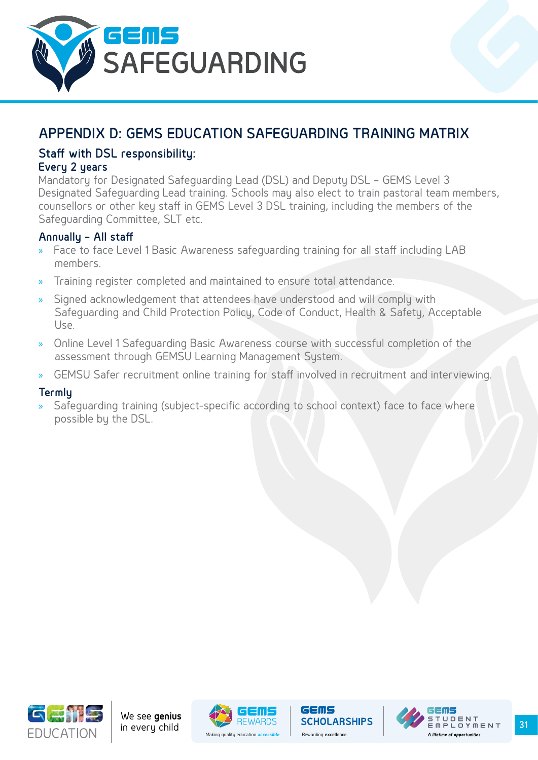## APPENDIX D: GEMS EDUCATION SAFEGUARDING TRAINING MATRIX

### Staff with DSL responsibility:

#### Every 2 years

Mandatory for Designated Safeguarding Lead (DSL) and Deputy DSL – GEMS Level 3 Designated Safeguarding Lead training. Schools may also elect to train pastoral team members, counsellors or other key staff in GEMS Level 3 DSL training, including the members of the Safeguarding Committee, SLT etc.

#### Annually – All staff

- Face to face Level 1 Basic Awareness safeguarding training for all staff including LAB members.
- Training register completed and maintained to ensure total attendance.
- Signed acknowledgement that attendees have understood and will comply with Safeguarding and Child Protection Policy, Code of Conduct, Health & Safety, Acceptable Use.
- Online Level 1 Safeguarding Basic Awareness course with successful completion of the assessment through GEMSU Learning Management System.
- GEMSU Safer recruitment online training for staff involved in recruitment and interviewing.

#### Termly

- Safeguarding training (subject-specific according to school context) face to face where possible by the DSL.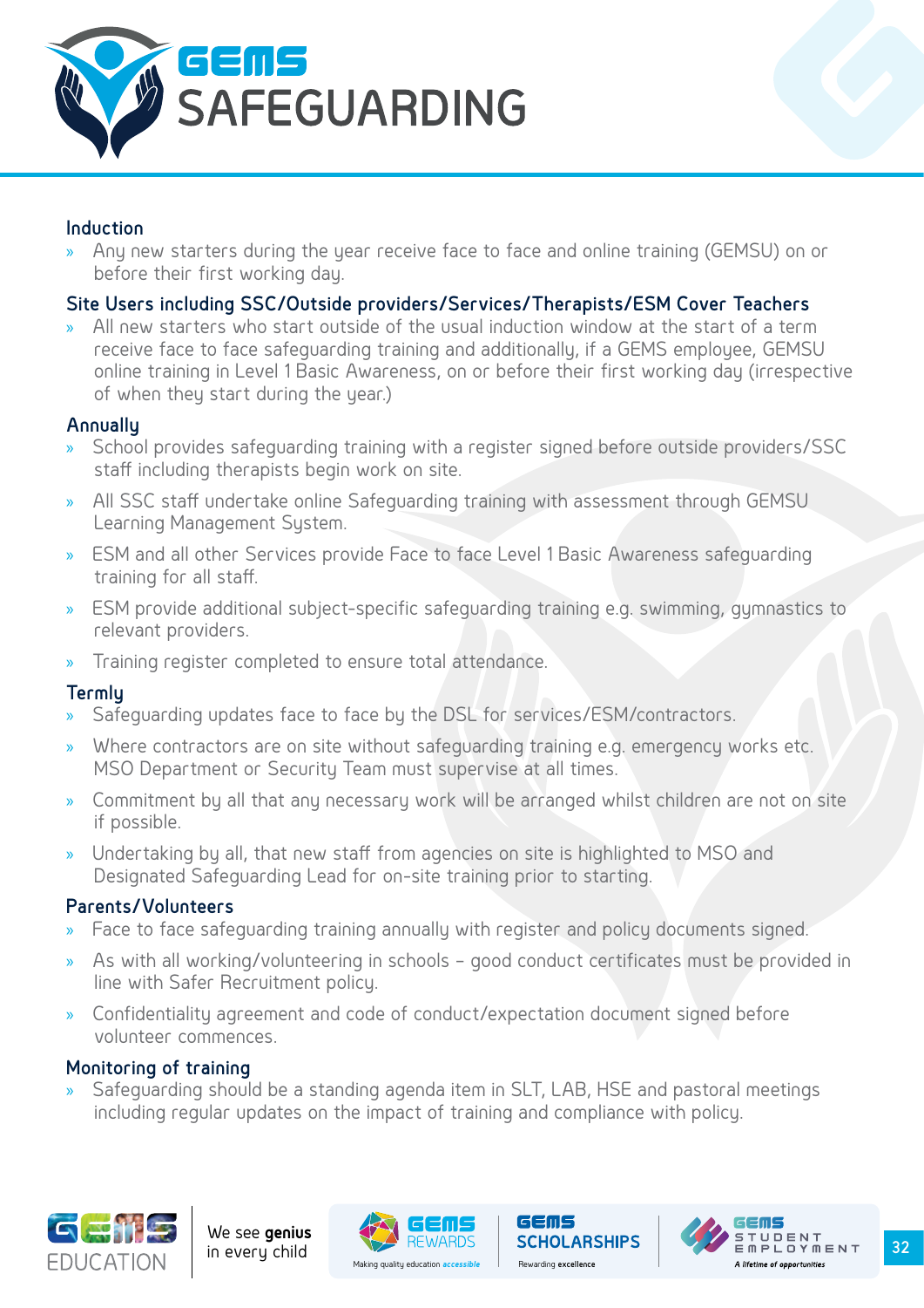### Induction

- Any new starters during the year receive face to face and online training (GEMSU) on or before their first working day.

### Site Users including SSC/Outside providers/Services/Therapists/ESM Cover Teachers

- All new starters who start outside of the usual induction window at the start of a term receive face to face safeguarding training and additionally, if a GEMS employee, GEMSU online training in Level 1 Basic Awareness, on or before their first working day (irrespective of when they start during the year.)

### Annually

- School provides safeguarding training with a register signed before outside providers/SSC staff including therapists begin work on site.
- All SSC staff undertake online Safeguarding training with assessment through GEMSU Learning Management System.
- ESM and all other Services provide Face to face Level 1 Basic Awareness safeguarding training for all staff.
- ESM provide additional subject-specific safeguarding training e.g. swimming, gymnastics to relevant providers.
- Training register completed to ensure total attendance.

### Termly

- Safeguarding updates face to face by the DSL for services/ESM/contractors.
- Where contractors are on site without safeguarding training e.g. emergency works etc. MSO Department or Security Team must supervise at all times.
- Commitment by all that any necessary work will be arranged whilst children are not on site if possible.
- Undertaking by all, that new staff from agencies on site is highlighted to MSO and Designated Safeguarding Lead for on-site training prior to starting.

### Parents/Volunteers

- Face to face safeguarding training annually with register and policy documents signed.
- As with all working/volunteering in schools – good conduct certificates must be provided in line with Safer Recruitment policy.
- Confidentiality agreement and code of conduct/expectation document signed before volunteer commences.

### Monitoring of training

- Safeguarding should be a standing agenda item in SLT, LAB, HSE and pastoral meetings including regular updates on the impact of training and compliance with policy.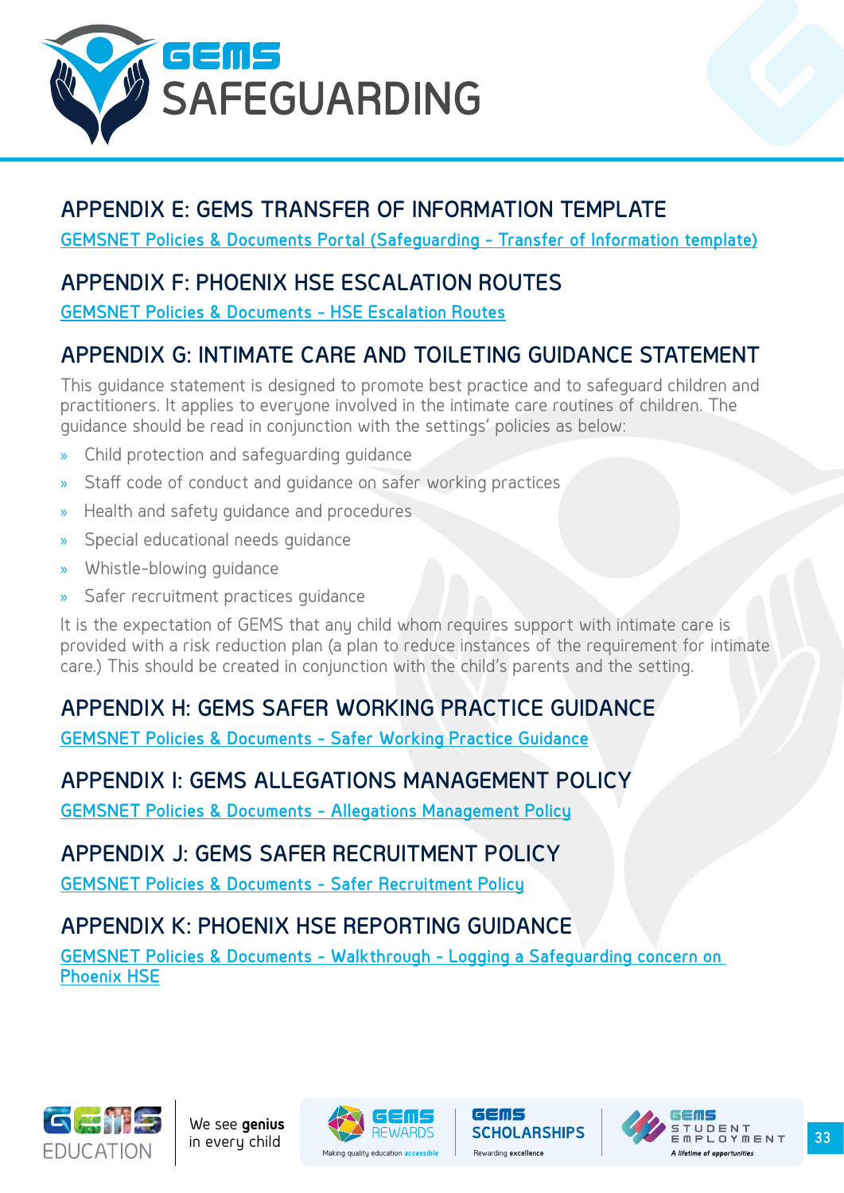## APPENDIX E: GEMS TRANSFER OF INFORMATION TEMPLATE

GEMSNET Policies & Documents Portal (Safeguarding - Transfer of Information template)

## APPENDIX F: PHOENIX HSE ESCALATION ROUTES

GEMSNET Policies & Documents - HSE Escalation Routes

## APPENDIX G: INTIMATE CARE AND TOILETING GUIDANCE STATEMENT

This guidance statement is designed to promote best practice and to safeguard children and practitioners. It applies to everyone involved in the intimate care routines of children. The guidance should be read in conjunction with the settings' policies as below:

- Child protection and safeguarding guidance
- Staff code of conduct and guidance on safer working practices
- Health and safety guidance and procedures
- Special educational needs guidance
- Whistle-blowing guidance
- Safer recruitment practices guidance

It is the expectation of GEMS that any child whom requires support with intimate care is provided with a risk reduction plan (a plan to reduce instances of the requirement for intimate care.) This should be created in conjunction with the child's parents and the setting.

## APPENDIX H: GEMS SAFER WORKING PRACTICE GUIDANCE

GEMSNET Policies & Documents - Safer Working Practice Guidance

## APPENDIX I: GEMS ALLEGATIONS MANAGEMENT POLICY

GEMSNET Policies & Documents - Allegations Management Policy

## APPENDIX J: GEMS SAFER RECRUITMENT POLICY

GEMSNET Policies & Documents - Safer Recruitment Policy

## APPENDIX K: PHOENIX HSE REPORTING GUIDANCE

GEMSNET Policies & Documents - Walkthrough - Logging a Safeguarding concern on Phoenix HSE